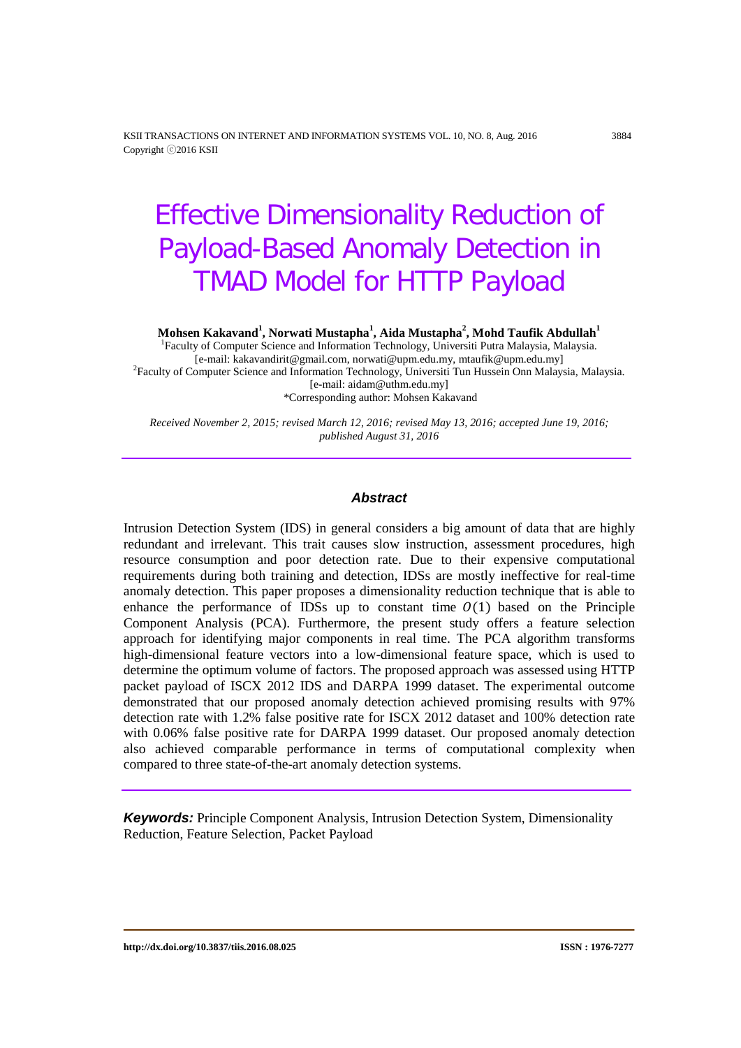# Effective Dimensionality Reduction of Payload-Based Anomaly Detection in TMAD Model for HTTP Payload

**Mohsen Kakavand[1], Norwati Mustapha[1], Aida Mustapha[2], Mohd Taufik Abdullah[1]**

[1]Faculty of Computer Science and Information Technology, Universiti Putra Malaysia, Malaysia.
[e-mail: kakavandirit@gmail.com, norwati@upm.edu.my, mtaufik@upm.edu.my]
[2]Faculty of Computer Science and Information Technology, Universiti Tun Hussein Onn Malaysia, Malaysia.
[e-mail: aidam@uthm.edu.my]
*Corresponding author: Mohsen Kakavand

*Received November 2, 2015; revised March 12, 2016; revised May 13, 2016; accepted June 19, 2016; published August 31, 2016*

---

### *Abstract*

Intrusion Detection System (IDS) in general considers a big amount of data that are highly redundant and irrelevant. This trait causes slow instruction, assessment procedures, high resource consumption and poor detection rate. Due to their expensive computational requirements during both training and detection, IDSs are mostly ineffective for real-time anomaly detection. This paper proposes a dimensionality reduction technique that is able to enhance the performance of IDSs up to constant time $O(1)$ based on the Principle Component Analysis (PCA). Furthermore, the present study offers a feature selection approach for identifying major components in real time. The PCA algorithm transforms high-dimensional feature vectors into a low-dimensional feature space, which is used to determine the optimum volume of factors. The proposed approach was assessed using HTTP packet payload of ISCX 2012 IDS and DARPA 1999 dataset. The experimental outcome demonstrated that our proposed anomaly detection achieved promising results with 97% detection rate with 1.2% false positive rate for ISCX 2012 dataset and 100% detection rate with 0.06% false positive rate for DARPA 1999 dataset. Our proposed anomaly detection also achieved comparable performance in terms of computational complexity when compared to three state-of-the-art anomaly detection systems.

---

***Keywords:*** Principle Component Analysis, Intrusion Detection System, Dimensionality Reduction, Feature Selection, Packet Payload

---

http://dx.doi.org/10.3837/tiis.2016.08.025 ISSN : 1976-7277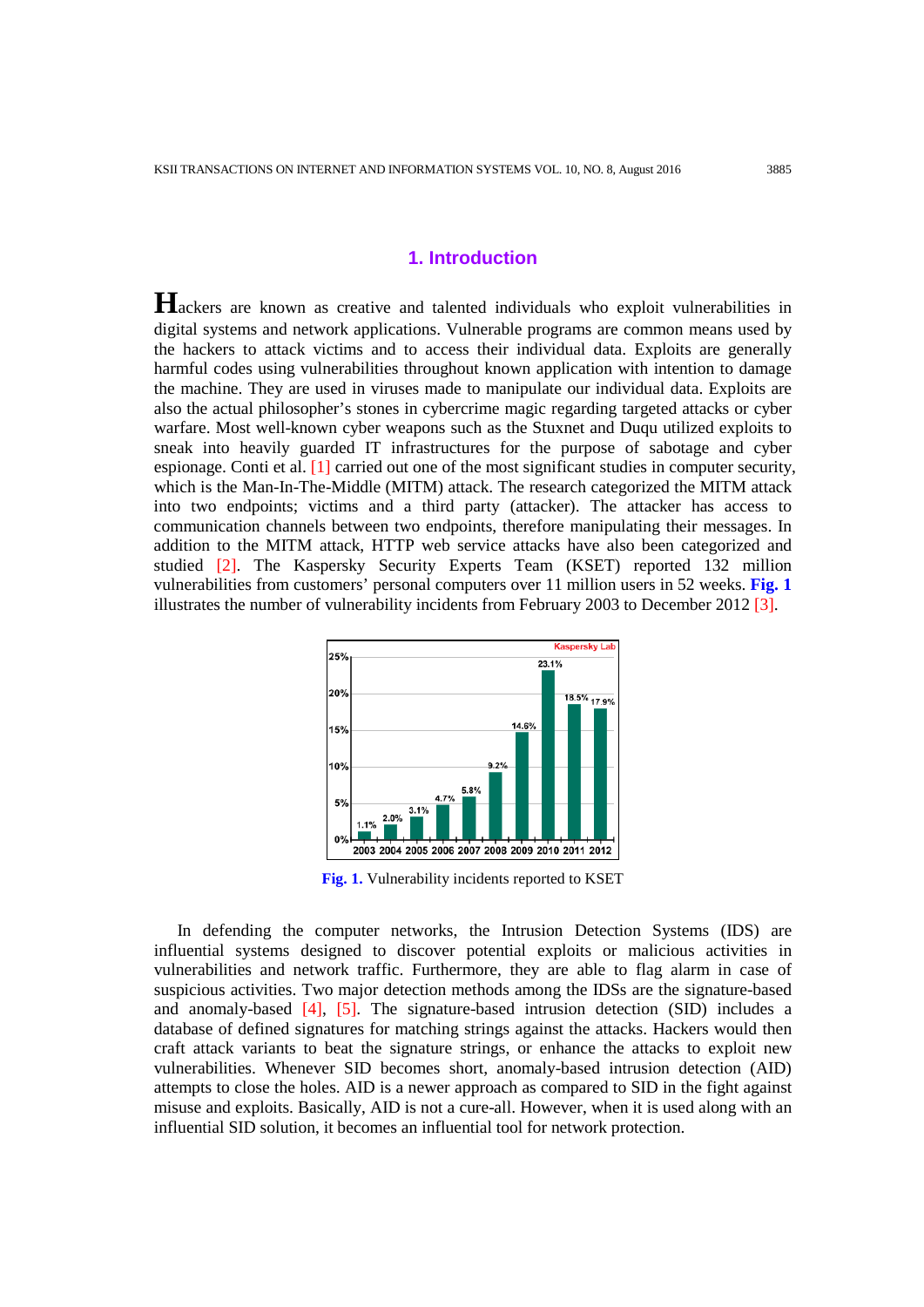# 1. Introduction

Hackers are known as creative and talented individuals who exploit vulnerabilities in digital systems and network applications. Vulnerable programs are common means used by the hackers to attack victims and to access their individual data. Exploits are generally harmful codes using vulnerabilities throughout known application with intention to damage the machine. They are used in viruses made to manipulate our individual data. Exploits are also the actual philosopher's stones in cybercrime magic regarding targeted attacks or cyber warfare. Most well-known cyber weapons such as the Stuxnet and Duqu utilized exploits to sneak into heavily guarded IT infrastructures for the purpose of sabotage and cyber espionage. Conti et al. [1] carried out one of the most significant studies in computer security, which is the Man-In-The-Middle (MITM) attack. The research categorized the MITM attack into two endpoints; victims and a third party (attacker). The attacker has access to communication channels between two endpoints, therefore manipulating their messages. In addition to the MITM attack, HTTP web service attacks have also been categorized and studied [2]. The Kaspersky Security Experts Team (KSET) reported 132 million vulnerabilities from customers' personal computers over 11 million users in 52 weeks. **Fig. 1** illustrates the number of vulnerability incidents from February 2003 to December 2012 [3].

**Fig. 1.** Vulnerability incidents reported to KSET

In defending the computer networks, the Intrusion Detection Systems (IDS) are influential systems designed to discover potential exploits or malicious activities in vulnerabilities and network traffic. Furthermore, they are able to flag alarm in case of suspicious activities. Two major detection methods among the IDSs are the signature-based and anomaly-based [4], [5]. The signature-based intrusion detection (SID) includes a database of defined signatures for matching strings against the attacks. Hackers would then craft attack variants to beat the signature strings, or enhance the attacks to exploit new vulnerabilities. Whenever SID becomes short, anomaly-based intrusion detection (AID) attempts to close the holes. AID is a newer approach as compared to SID in the fight against misuse and exploits. Basically, AID is not a cure-all. However, when it is used along with an influential SID solution, it becomes an influential tool for network protection.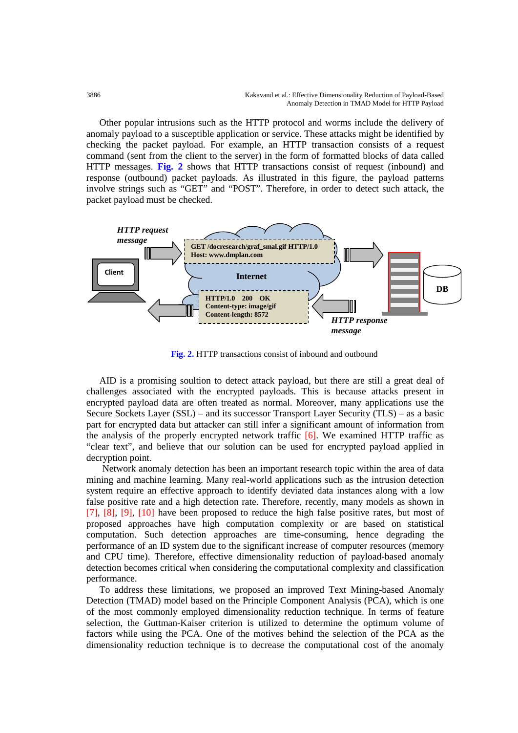Other popular intrusions such as the HTTP protocol and worms include the delivery of anomaly payload to a susceptible application or service. These attacks might be identified by checking the packet payload. For example, an HTTP transaction consists of a request command (sent from the client to the server) in the form of formatted blocks of data called HTTP messages. **Fig. 2** shows that HTTP transactions consist of request (inbound) and response (outbound) packet payloads. As illustrated in this figure, the payload patterns involve strings such as "GET" and "POST". Therefore, in order to detect such attack, the packet payload must be checked.

**Fig. 2.** HTTP transactions consist of inbound and outbound

AID is a promising soultion to detect attack payload, but there are still a great deal of challenges associated with the encrypted payloads. This is because attacks present in encrypted payload data are often treated as normal. Moreover, many applications use the Secure Sockets Layer (SSL) – and its successor Transport Layer Security (TLS) – as a basic part for encrypted data but attacker can still infer a significant amount of information from the analysis of the properly encrypted network traffic [6]. We examined HTTP traffic as "clear text", and believe that our solution can be used for encrypted payload applied in decryption point.

Network anomaly detection has been an important research topic within the area of data mining and machine learning. Many real-world applications such as the intrusion detection system require an effective approach to identify deviated data instances along with a low false positive rate and a high detection rate. Therefore, recently, many models as shown in [7], [8], [9], [10] have been proposed to reduce the high false positive rates, but most of proposed approaches have high computation complexity or are based on statistical computation. Such detection approaches are time-consuming, hence degrading the performance of an ID system due to the significant increase of computer resources (memory and CPU time). Therefore, effective dimensionality reduction of payload-based anomaly detection becomes critical when considering the computational complexity and classification performance.

To address these limitations, we proposed an improved Text Mining-based Anomaly Detection (TMAD) model based on the Principle Component Analysis (PCA), which is one of the most commonly employed dimensionality reduction technique. In terms of feature selection, the Guttman-Kaiser criterion is utilized to determine the optimum volume of factors while using the PCA. One of the motives behind the selection of the PCA as the dimensionality reduction technique is to decrease the computational cost of the anomaly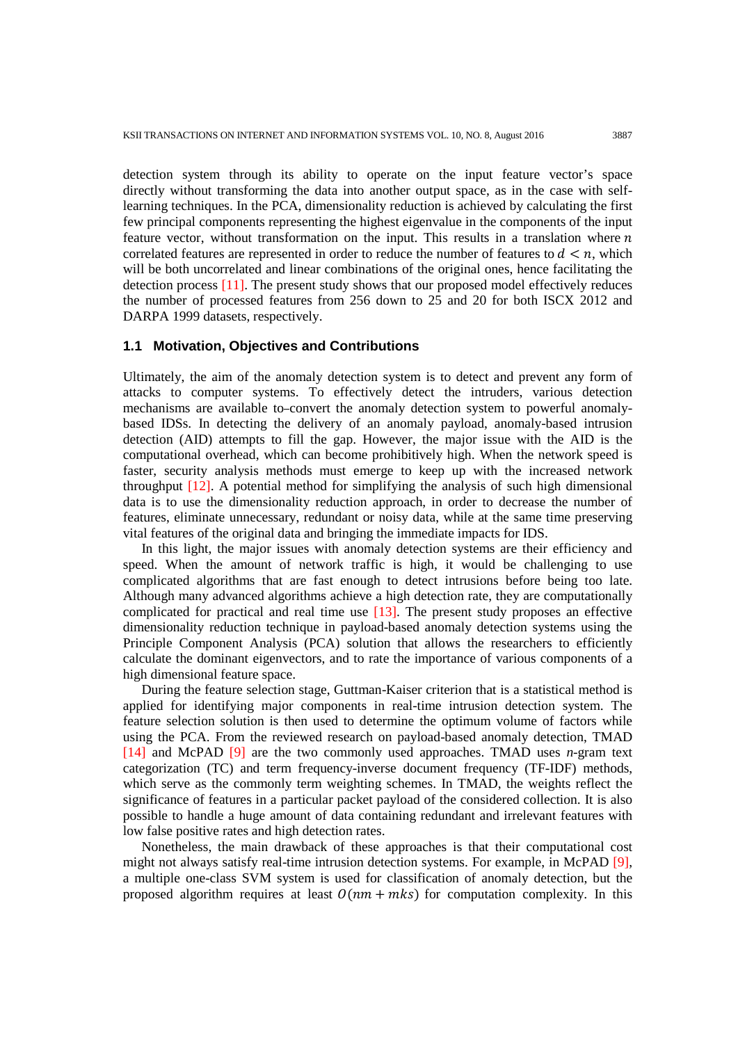detection system through its ability to operate on the input feature vector's space directly without transforming the data into another output space, as in the case with self-learning techniques. In the PCA, dimensionality reduction is achieved by calculating the first few principal components representing the highest eigenvalue in the components of the input feature vector, without transformation on the input. This results in a translation where $n$ correlated features are represented in order to reduce the number of features to $d < n$, which will be both uncorrelated and linear combinations of the original ones, hence facilitating the detection process [11]. The present study shows that our proposed model effectively reduces the number of processed features from 256 down to 25 and 20 for both ISCX 2012 and DARPA 1999 datasets, respectively.

### 1.1 Motivation, Objectives and Contributions

Ultimately, the aim of the anomaly detection system is to detect and prevent any form of attacks to computer systems. To effectively detect the intruders, various detection mechanisms are available to–convert the anomaly detection system to powerful anomaly-based IDSs. In detecting the delivery of an anomaly payload, anomaly-based intrusion detection (AID) attempts to fill the gap. However, the major issue with the AID is the computational overhead, which can become prohibitively high. When the network speed is faster, security analysis methods must emerge to keep up with the increased network throughput [12]. A potential method for simplifying the analysis of such high dimensional data is to use the dimensionality reduction approach, in order to decrease the number of features, eliminate unnecessary, redundant or noisy data, while at the same time preserving vital features of the original data and bringing the immediate impacts for IDS.

In this light, the major issues with anomaly detection systems are their efficiency and speed. When the amount of network traffic is high, it would be challenging to use complicated algorithms that are fast enough to detect intrusions before being too late. Although many advanced algorithms achieve a high detection rate, they are computationally complicated for practical and real time use [13]. The present study proposes an effective dimensionality reduction technique in payload-based anomaly detection systems using the Principle Component Analysis (PCA) solution that allows the researchers to efficiently calculate the dominant eigenvectors, and to rate the importance of various components of a high dimensional feature space.

During the feature selection stage, Guttman-Kaiser criterion that is a statistical method is applied for identifying major components in real-time intrusion detection system. The feature selection solution is then used to determine the optimum volume of factors while using the PCA. From the reviewed research on payload-based anomaly detection, TMAD [14] and McPAD [9] are the two commonly used approaches. TMAD uses *n*-gram text categorization (TC) and term frequency-inverse document frequency (TF-IDF) methods, which serve as the commonly term weighting schemes. In TMAD, the weights reflect the significance of features in a particular packet payload of the considered collection. It is also possible to handle a huge amount of data containing redundant and irrelevant features with low false positive rates and high detection rates.

Nonetheless, the main drawback of these approaches is that their computational cost might not always satisfy real-time intrusion detection systems. For example, in McPAD [9], a multiple one-class SVM system is used for classification of anomaly detection, but the proposed algorithm requires at least $O(nm + mks)$ for computation complexity. In this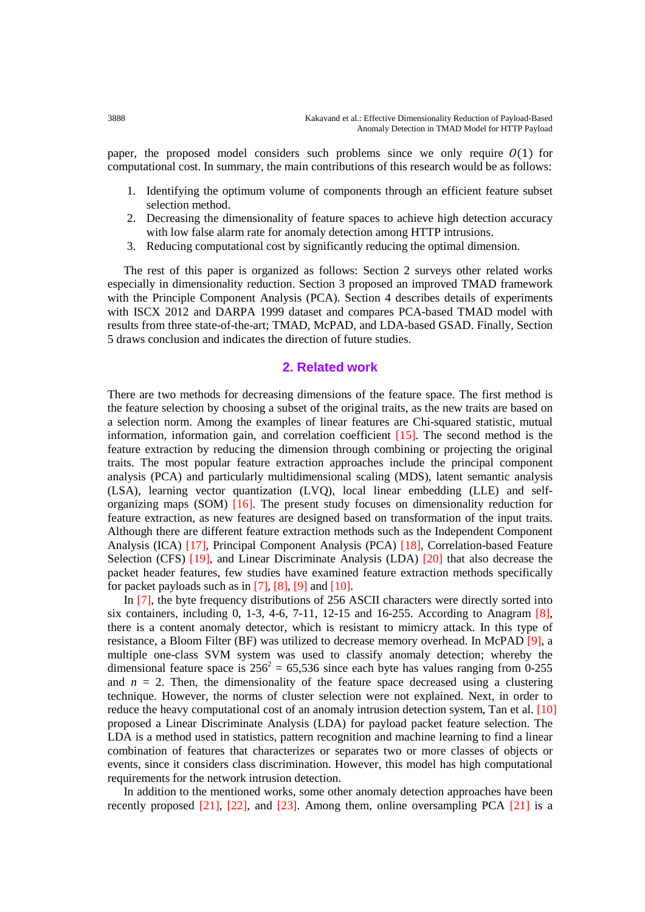paper, the proposed model considers such problems since we only require $O(1)$ for computational cost. In summary, the main contributions of this research would be as follows:

1. Identifying the optimum volume of components through an efficient feature subset selection method.
2. Decreasing the dimensionality of feature spaces to achieve high detection accuracy with low false alarm rate for anomaly detection among HTTP intrusions.
3. Reducing computational cost by significantly reducing the optimal dimension.

The rest of this paper is organized as follows: Section 2 surveys other related works especially in dimensionality reduction. Section 3 proposed an improved TMAD framework with the Principle Component Analysis (PCA). Section 4 describes details of experiments with ISCX 2012 and DARPA 1999 dataset and compares PCA-based TMAD model with results from three state-of-the-art; TMAD, McPAD, and LDA-based GSAD. Finally, Section 5 draws conclusion and indicates the direction of future studies.

## 2. Related work

There are two methods for decreasing dimensions of the feature space. The first method is the feature selection by choosing a subset of the original traits, as the new traits are based on a selection norm. Among the examples of linear features are Chi-squared statistic, mutual information, information gain, and correlation coefficient [15]. The second method is the feature extraction by reducing the dimension through combining or projecting the original traits. The most popular feature extraction approaches include the principal component analysis (PCA) and particularly multidimensional scaling (MDS), latent semantic analysis (LSA), learning vector quantization (LVQ), local linear embedding (LLE) and self-organizing maps (SOM) [16]. The present study focuses on dimensionality reduction for feature extraction, as new features are designed based on transformation of the input traits. Although there are different feature extraction methods such as the Independent Component Analysis (ICA) [17], Principal Component Analysis (PCA) [18], Correlation-based Feature Selection (CFS) [19], and Linear Discriminate Analysis (LDA) [20] that also decrease the packet header features, few studies have examined feature extraction methods specifically for packet payloads such as in [7], [8], [9] and [10].

In [7], the byte frequency distributions of 256 ASCII characters were directly sorted into six containers, including 0, 1-3, 4-6, 7-11, 12-15 and 16-255. According to Anagram [8], there is a content anomaly detector, which is resistant to mimicry attack. In this type of resistance, a Bloom Filter (BF) was utilized to decrease memory overhead. In McPAD [9], a multiple one-class SVM system was used to classify anomaly detection; whereby the dimensional feature space is $256^2 = 65{,}536$ since each byte has values ranging from 0-255 and $n = 2$. Then, the dimensionality of the feature space decreased using a clustering technique. However, the norms of cluster selection were not explained. Next, in order to reduce the heavy computational cost of an anomaly intrusion detection system, Tan et al. [10] proposed a Linear Discriminate Analysis (LDA) for payload packet feature selection. The LDA is a method used in statistics, pattern recognition and machine learning to find a linear combination of features that characterizes or separates two or more classes of objects or events, since it considers class discrimination. However, this model has high computational requirements for the network intrusion detection.

In addition to the mentioned works, some other anomaly detection approaches have been recently proposed [21], [22], and [23]. Among them, online oversampling PCA [21] is a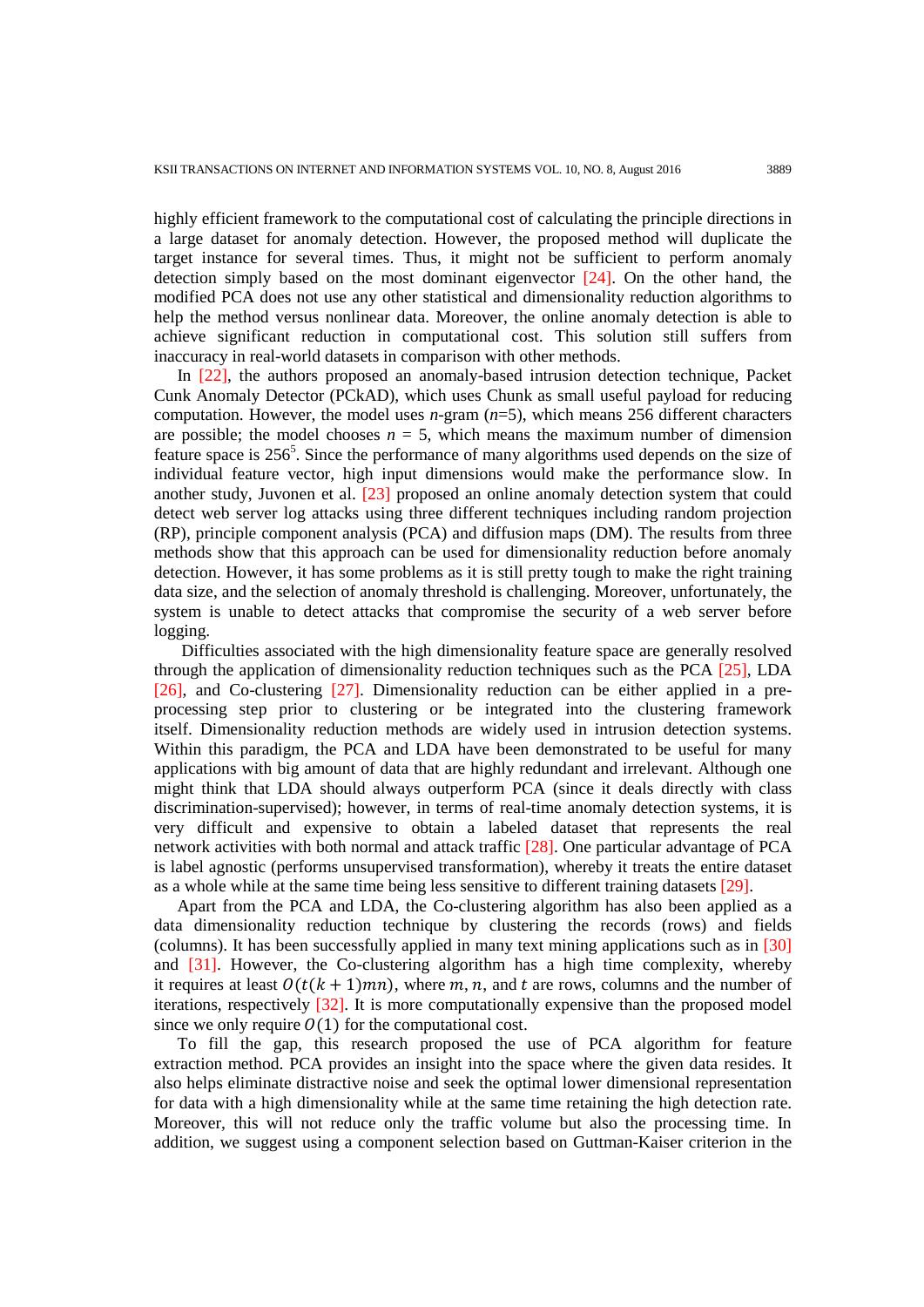highly efficient framework to the computational cost of calculating the principle directions in a large dataset for anomaly detection. However, the proposed method will duplicate the target instance for several times. Thus, it might not be sufficient to perform anomaly detection simply based on the most dominant eigenvector [24]. On the other hand, the modified PCA does not use any other statistical and dimensionality reduction algorithms to help the method versus nonlinear data. Moreover, the online anomaly detection is able to achieve significant reduction in computational cost. This solution still suffers from inaccuracy in real-world datasets in comparison with other methods.

In [22], the authors proposed an anomaly-based intrusion detection technique, Packet Cunk Anomaly Detector (PCkAD), which uses Chunk as small useful payload for reducing computation. However, the model uses *n*-gram (*n*=5), which means 256 different characters are possible; the model chooses $n$ = 5, which means the maximum number of dimension feature space is $256^5$. Since the performance of many algorithms used depends on the size of individual feature vector, high input dimensions would make the performance slow. In another study, Juvonen et al. [23] proposed an online anomaly detection system that could detect web server log attacks using three different techniques including random projection (RP), principle component analysis (PCA) and diffusion maps (DM). The results from three methods show that this approach can be used for dimensionality reduction before anomaly detection. However, it has some problems as it is still pretty tough to make the right training data size, and the selection of anomaly threshold is challenging. Moreover, unfortunately, the system is unable to detect attacks that compromise the security of a web server before logging.

Difficulties associated with the high dimensionality feature space are generally resolved through the application of dimensionality reduction techniques such as the PCA [25], LDA [26], and Co-clustering [27]. Dimensionality reduction can be either applied in a pre-processing step prior to clustering or be integrated into the clustering framework itself. Dimensionality reduction methods are widely used in intrusion detection systems. Within this paradigm, the PCA and LDA have been demonstrated to be useful for many applications with big amount of data that are highly redundant and irrelevant. Although one might think that LDA should always outperform PCA (since it deals directly with class discrimination-supervised); however, in terms of real-time anomaly detection systems, it is very difficult and expensive to obtain a labeled dataset that represents the real network activities with both normal and attack traffic [28]. One particular advantage of PCA is label agnostic (performs unsupervised transformation), whereby it treats the entire dataset as a whole while at the same time being less sensitive to different training datasets [29].

Apart from the PCA and LDA, the Co-clustering algorithm has also been applied as a data dimensionality reduction technique by clustering the records (rows) and fields (columns). It has been successfully applied in many text mining applications such as in [30] and [31]. However, the Co-clustering algorithm has a high time complexity, whereby it requires at least $O(t(k+1)mn)$, where $m, n,$ and $t$ are rows, columns and the number of iterations, respectively [32]. It is more computationally expensive than the proposed model since we only require $O(1)$ for the computational cost.

To fill the gap, this research proposed the use of PCA algorithm for feature extraction method. PCA provides an insight into the space where the given data resides. It also helps eliminate distractive noise and seek the optimal lower dimensional representation for data with a high dimensionality while at the same time retaining the high detection rate. Moreover, this will not reduce only the traffic volume but also the processing time. In addition, we suggest using a component selection based on Guttman-Kaiser criterion in the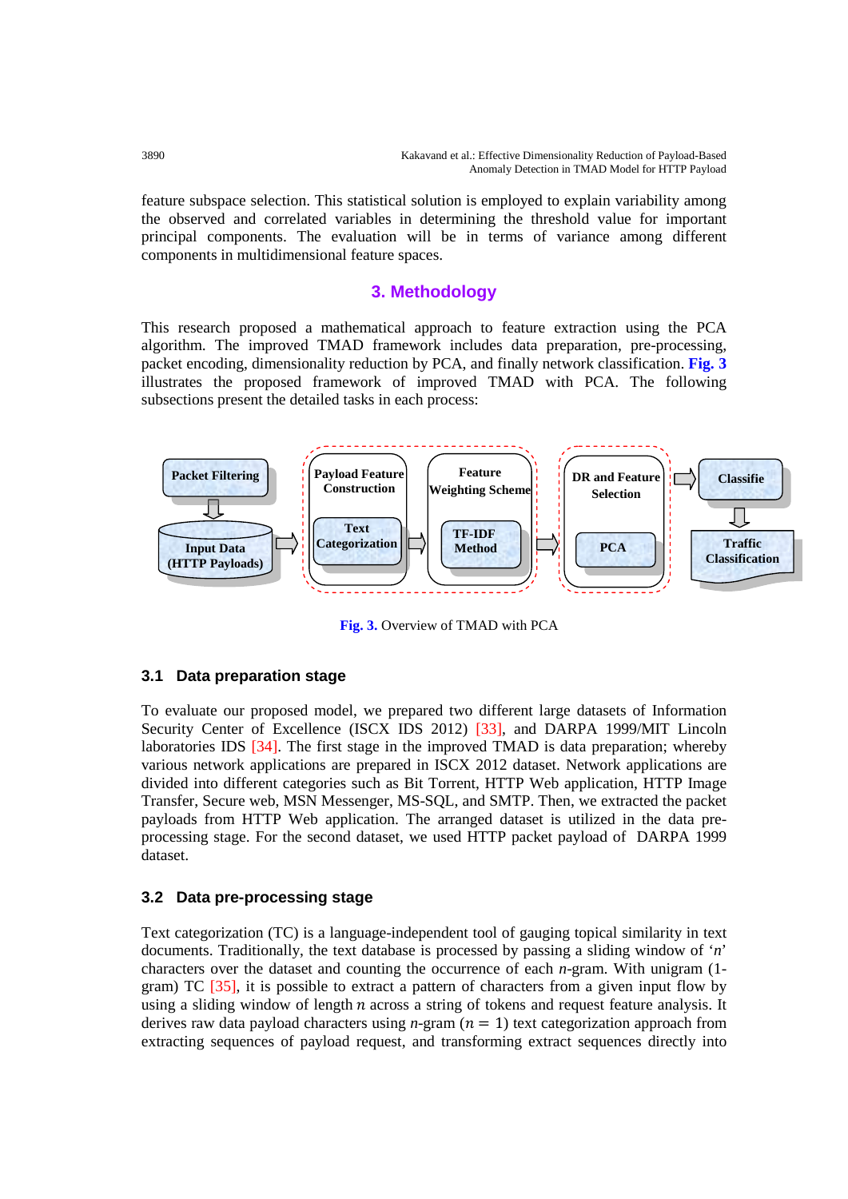feature subspace selection. This statistical solution is employed to explain variability among the observed and correlated variables in determining the threshold value for important principal components. The evaluation will be in terms of variance among different components in multidimensional feature spaces.

## 3. Methodology

This research proposed a mathematical approach to feature extraction using the PCA algorithm. The improved TMAD framework includes data preparation, pre-processing, packet encoding, dimensionality reduction by PCA, and finally network classification. **Fig. 3** illustrates the proposed framework of improved TMAD with PCA. The following subsections present the detailed tasks in each process:

Packet Filtering → Input Data (HTTP Payloads) → Payload Feature Construction: Text Categorization → Feature Weighting Scheme: TF-IDF Method → DR and Feature Selection: PCA → Classifie → Traffic Classification

**Fig. 3.** Overview of TMAD with PCA

### 3.1 Data preparation stage

To evaluate our proposed model, we prepared two different large datasets of Information Security Center of Excellence (ISCX IDS 2012) [33], and DARPA 1999/MIT Lincoln laboratories IDS [34]. The first stage in the improved TMAD is data preparation; whereby various network applications are prepared in ISCX 2012 dataset. Network applications are divided into different categories such as Bit Torrent, HTTP Web application, HTTP Image Transfer, Secure web, MSN Messenger, MS-SQL, and SMTP. Then, we extracted the packet payloads from HTTP Web application. The arranged dataset is utilized in the data pre-processing stage. For the second dataset, we used HTTP packet payload of DARPA 1999 dataset.

### 3.2 Data pre-processing stage

Text categorization (TC) is a language-independent tool of gauging topical similarity in text documents. Traditionally, the text database is processed by passing a sliding window of '$n$' characters over the dataset and counting the occurrence of each $n$-gram. With unigram (1-gram) TC [35], it is possible to extract a pattern of characters from a given input flow by using a sliding window of length $n$ across a string of tokens and request feature analysis. It derives raw data payload characters using $n$-gram ($n = 1$) text categorization approach from extracting sequences of payload request, and transforming extract sequences directly into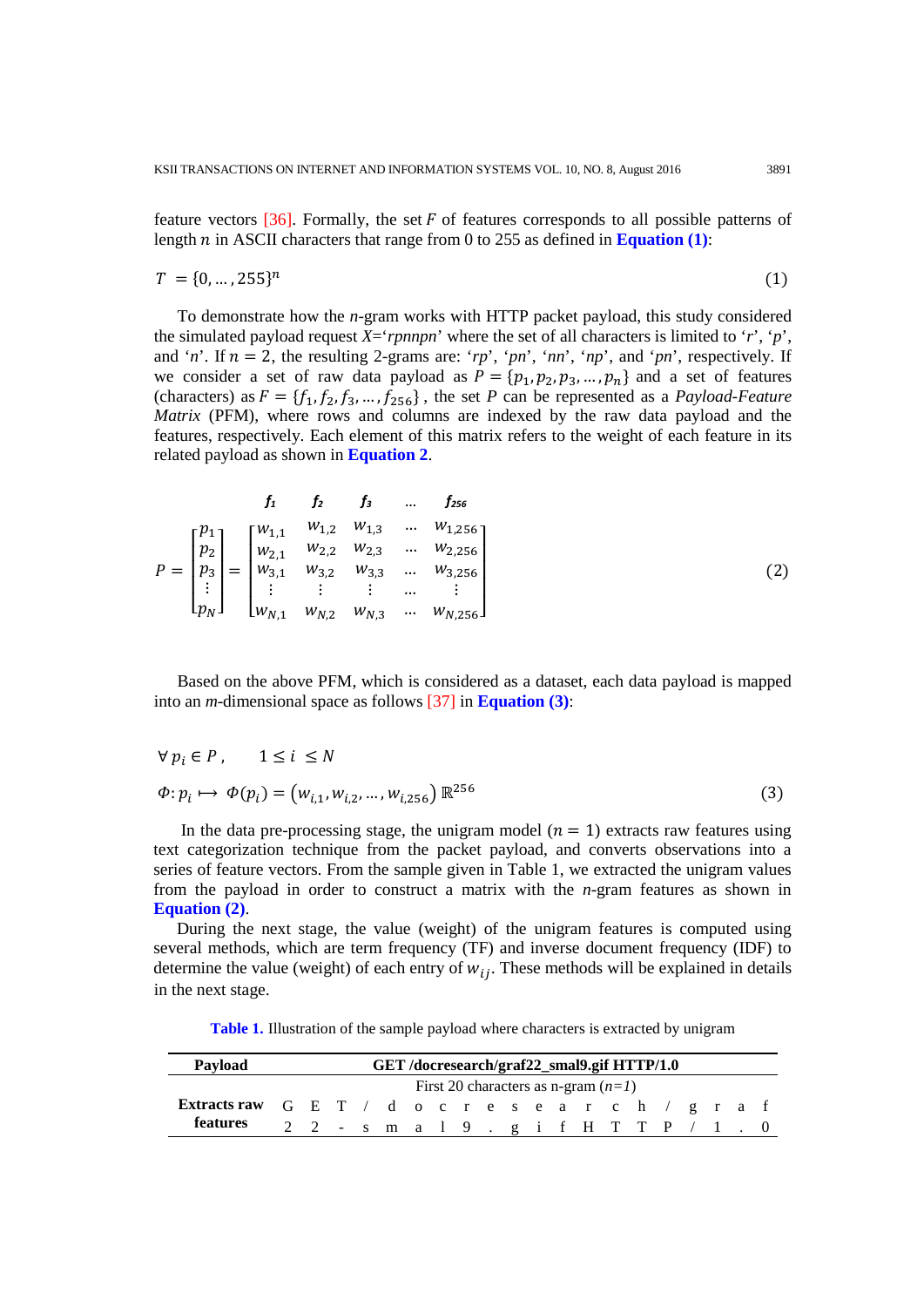feature vectors [36]. Formally, the set $F$ of features corresponds to all possible patterns of length $n$ in ASCII characters that range from 0 to 255 as defined in **Equation (1)**:

$$T = \{0, \ldots, 255\}^n \tag{1}$$

To demonstrate how the *n*-gram works with HTTP packet payload, this study considered the simulated payload request *X*='*rpnnpn*' where the set of all characters is limited to '*r*', '*p*', and '*n*'. If $n = 2$, the resulting 2-grams are: '*rp*', '*pn*', '*nn*', '*np*', and '*pn*', respectively. If we consider a set of raw data payload as $P = \{p_1, p_2, p_3, \ldots, p_n\}$ and a set of features (characters) as $F = \{f_1, f_2, f_3, \ldots, f_{256}\}$, the set $P$ can be represented as a *Payload-Feature Matrix* (PFM), where rows and columns are indexed by the raw data payload and the features, respectively. Each element of this matrix refers to the weight of each feature in its related payload as shown in **Equation 2**.

$$P = \begin{bmatrix} p_1 \\ p_2 \\ p_3 \\ \vdots \\ p_N \end{bmatrix} = \begin{array}{c} \begin{matrix} f_1 & f_2 & f_3 & \ldots & f_{256} \end{matrix} \\ \begin{bmatrix} w_{1,1} & w_{1,2} & w_{1,3} & \ldots & w_{1,256} \\ w_{2,1} & w_{2,2} & w_{2,3} & \ldots & w_{2,256} \\ w_{3,1} & w_{3,2} & w_{3,3} & \ldots & w_{3,256} \\ \vdots & \vdots & \vdots & \ldots & \vdots \\ w_{N,1} & w_{N,2} & w_{N,3} & \ldots & w_{N,256} \end{bmatrix} \end{array} \tag{2}$$

Based on the above PFM, which is considered as a dataset, each data payload is mapped into an *m*-dimensional space as follows [37] in **Equation (3)**:

$$\forall\, p_i \in P, \qquad 1 \le i \le N$$

$$\Phi: p_i \mapsto \Phi(p_i) = (w_{i,1}, w_{i,2}, \ldots, w_{i,256})\, \mathbb{R}^{256} \tag{3}$$

In the data pre-processing stage, the unigram model ($n = 1$) extracts raw features using text categorization technique from the packet payload, and converts observations into a series of feature vectors. From the sample given in Table 1, we extracted the unigram values from the payload in order to construct a matrix with the *n*-gram features as shown in **Equation (2)**.

During the next stage, the value (weight) of the unigram features is computed using several methods, which are term frequency (TF) and inverse document frequency (IDF) to determine the value (weight) of each entry of $w_{ij}$. These methods will be explained in details in the next stage.

**Table 1.** Illustration of the sample payload where characters is extracted by unigram

| **Payload** | **GET /docresearch/graf22_smal9.gif HTTP/1.0** | | | | | | | | | | | | | | | | | | | |
|---|---|---|---|---|---|---|---|---|---|---|---|---|---|---|---|---|---|---|---|---|
| | First 20 characters as n-gram (*n=1*) | | | | | | | | | | | | | | | | | | | |
| **Extracts raw features** | G | E | T | / | d | o | c | r | e | s | e | a | r | c | h | / | g | r | a | f |
| | 2 | 2 | - | s | m | a | l | 9 | . | g | i | f | H | T | T | P | / | 1 | . | 0 |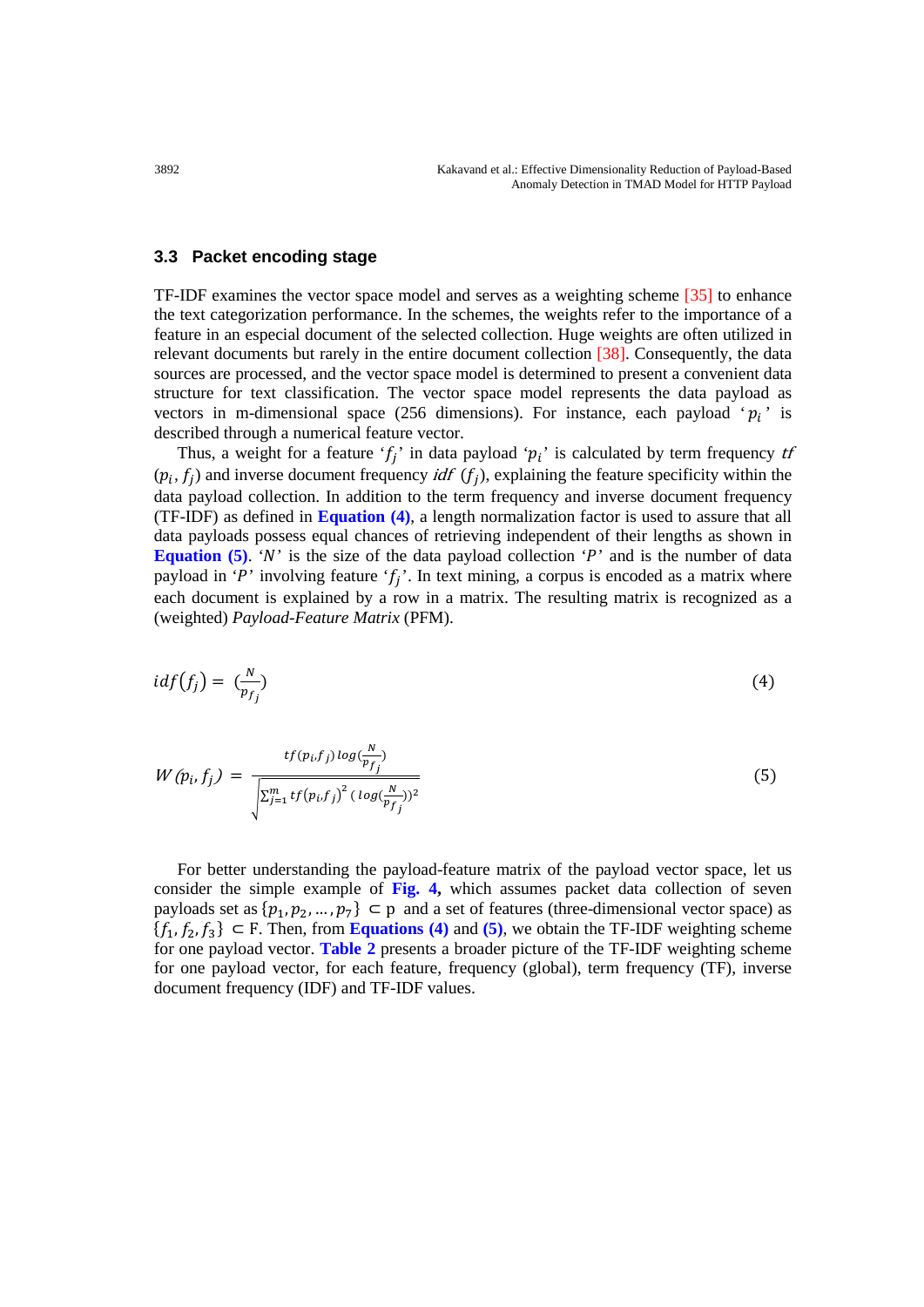### 3.3 Packet encoding stage

TF-IDF examines the vector space model and serves as a weighting scheme [35] to enhance the text categorization performance. In the schemes, the weights refer to the importance of a feature in an especial document of the selected collection. Huge weights are often utilized in relevant documents but rarely in the entire document collection [38]. Consequently, the data sources are processed, and the vector space model is determined to present a convenient data structure for text classification. The vector space model represents the data payload as vectors in m-dimensional space (256 dimensions). For instance, each payload '$p_i$' is described through a numerical feature vector.

Thus, a weight for a feature '$f_j$' in data payload '$p_i$' is calculated by term frequency $tf$ $(p_i, f_j)$ and inverse document frequency $idf\ (f_j)$, explaining the feature specificity within the data payload collection. In addition to the term frequency and inverse document frequency (TF-IDF) as defined in **Equation (4)**, a length normalization factor is used to assure that all data payloads possess equal chances of retrieving independent of their lengths as shown in **Equation (5)**. '$N$' is the size of the data payload collection '$P$' and is the number of data payload in '$P$' involving feature '$f_j$'. In text mining, a corpus is encoded as a matrix where each document is explained by a row in a matrix. The resulting matrix is recognized as a (weighted) *Payload-Feature Matrix* (PFM).

$$idf(f_j) = \left(\frac{N}{p_{f_j}}\right) \tag{4}$$

$$W(p_i, f_j) = \frac{tf(p_i, f_j)\, log(\frac{N}{p_{f_j}})}{\sqrt{\sum_{j=1}^{m} tf(p_i, f_j)^2\, (log(\frac{N}{p_{f_j}}))^2}} \tag{5}$$

For better understanding the payload-feature matrix of the payload vector space, let us consider the simple example of **Fig. 4,** which assumes packet data collection of seven payloads set as $\{p_1, p_2, \ldots, p_7\} \subset$ p and a set of features (three-dimensional vector space) as $\{f_1, f_2, f_3\} \subset$ F. Then, from **Equations (4)** and **(5)**, we obtain the TF-IDF weighting scheme for one payload vector. **Table 2** presents a broader picture of the TF-IDF weighting scheme for one payload vector, for each feature, frequency (global), term frequency (TF), inverse document frequency (IDF) and TF-IDF values.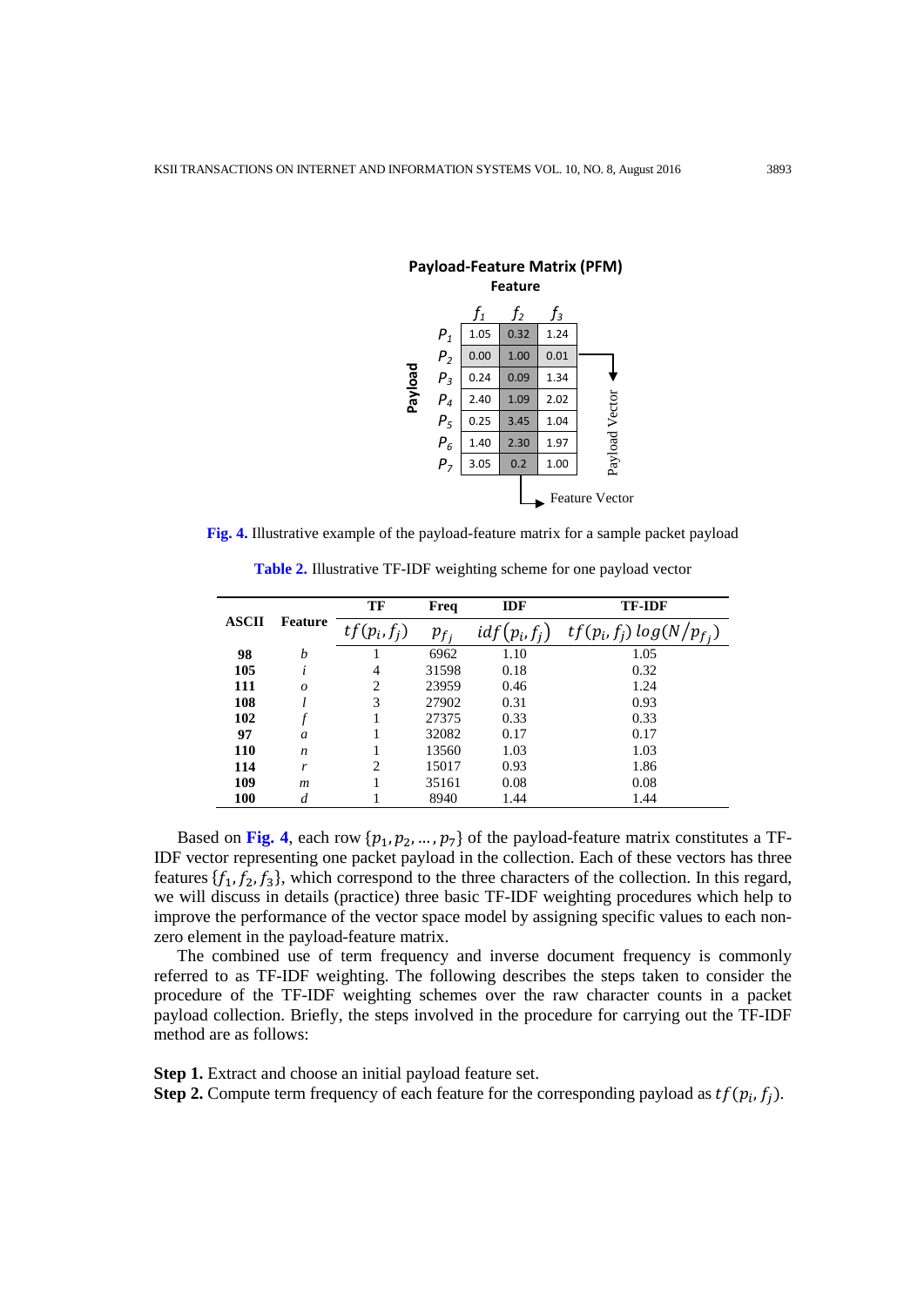**Payload-Feature Matrix (PFM)**

| | $f_1$ | $f_2$ | $f_3$ |
|---|---|---|---|
| $P_1$ | 1.05 | 0.32 | 1.24 |
| $P_2$ | 0.00 | 1.00 | 0.01 |
| $P_3$ | 0.24 | 0.09 | 1.34 |
| $P_4$ | 2.40 | 1.09 | 2.02 |
| $P_5$ | 0.25 | 3.45 | 1.04 |
| $P_6$ | 1.40 | 2.30 | 1.97 |
| $P_7$ | 3.05 | 0.2 | 1.00 |

**Fig. 4.** Illustrative example of the payload-feature matrix for a sample packet payload

**Table 2.** Illustrative TF-IDF weighting scheme for one payload vector

| ASCII | Feature | TF | Freq | IDF | TF-IDF |
|---|---|---|---|---|---|
| | | $tf(p_i, f_j)$ | $p_{f_j}$ | $idf(p_i, f_j)$ | $tf(p_i, f_j)\, log(N/p_{f_j})$ |
| **98** | *b* | 1 | 6962 | 1.10 | 1.05 |
| **105** | *i* | 4 | 31598 | 0.18 | 0.32 |
| **111** | *o* | 2 | 23959 | 0.46 | 1.24 |
| **108** | *l* | 3 | 27902 | 0.31 | 0.93 |
| **102** | *f* | 1 | 27375 | 0.33 | 0.33 |
| **97** | *a* | 1 | 32082 | 0.17 | 0.17 |
| **110** | *n* | 1 | 13560 | 1.03 | 1.03 |
| **114** | *r* | 2 | 15017 | 0.93 | 1.86 |
| **109** | *m* | 1 | 35161 | 0.08 | 0.08 |
| **100** | *d* | 1 | 8940 | 1.44 | 1.44 |

Based on **Fig. 4**, each row $\{p_1, p_2, \ldots, p_7\}$ of the payload-feature matrix constitutes a TF-IDF vector representing one packet payload in the collection. Each of these vectors has three features $\{f_1, f_2, f_3\}$, which correspond to the three characters of the collection. In this regard, we will discuss in details (practice) three basic TF-IDF weighting procedures which help to improve the performance of the vector space model by assigning specific values to each non-zero element in the payload-feature matrix.

The combined use of term frequency and inverse document frequency is commonly referred to as TF-IDF weighting. The following describes the steps taken to consider the procedure of the TF-IDF weighting schemes over the raw character counts in a packet payload collection. Briefly, the steps involved in the procedure for carrying out the TF-IDF method are as follows:

**Step 1.** Extract and choose an initial payload feature set.
**Step 2.** Compute term frequency of each feature for the corresponding payload as $tf(p_i, f_j)$.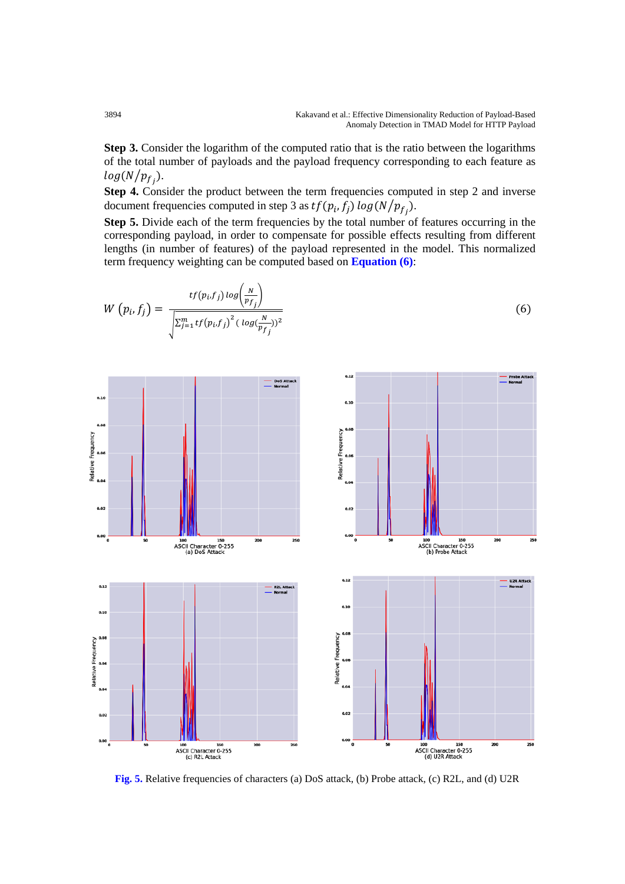**Step 3.** Consider the logarithm of the computed ratio that is the ratio between the logarithms of the total number of payloads and the payload frequency corresponding to each feature as $log(N/p_{f_j})$.

**Step 4.** Consider the product between the term frequencies computed in step 2 and inverse document frequencies computed in step 3 as $tf(p_i, f_j)\, log(N/p_{f_j})$.

**Step 5.** Divide each of the term frequencies by the total number of features occurring in the corresponding payload, in order to compensate for possible effects resulting from different lengths (in number of features) of the payload represented in the model. This normalized term frequency weighting can be computed based on **Equation (6)**:

$$W\left(p_i, f_j\right) = \frac{tf(p_i f_j)\, log\left(\frac{N}{p_{f_j}}\right)}{\sqrt{\sum_{j=1}^{m} tf(p_i f_j)^2 \,(\, log(\frac{N}{p_{f_j}}))^2}} \tag{6}$$

**Fig. 5.** Relative frequencies of characters (a) DoS attack, (b) Probe attack, (c) R2L, and (d) U2R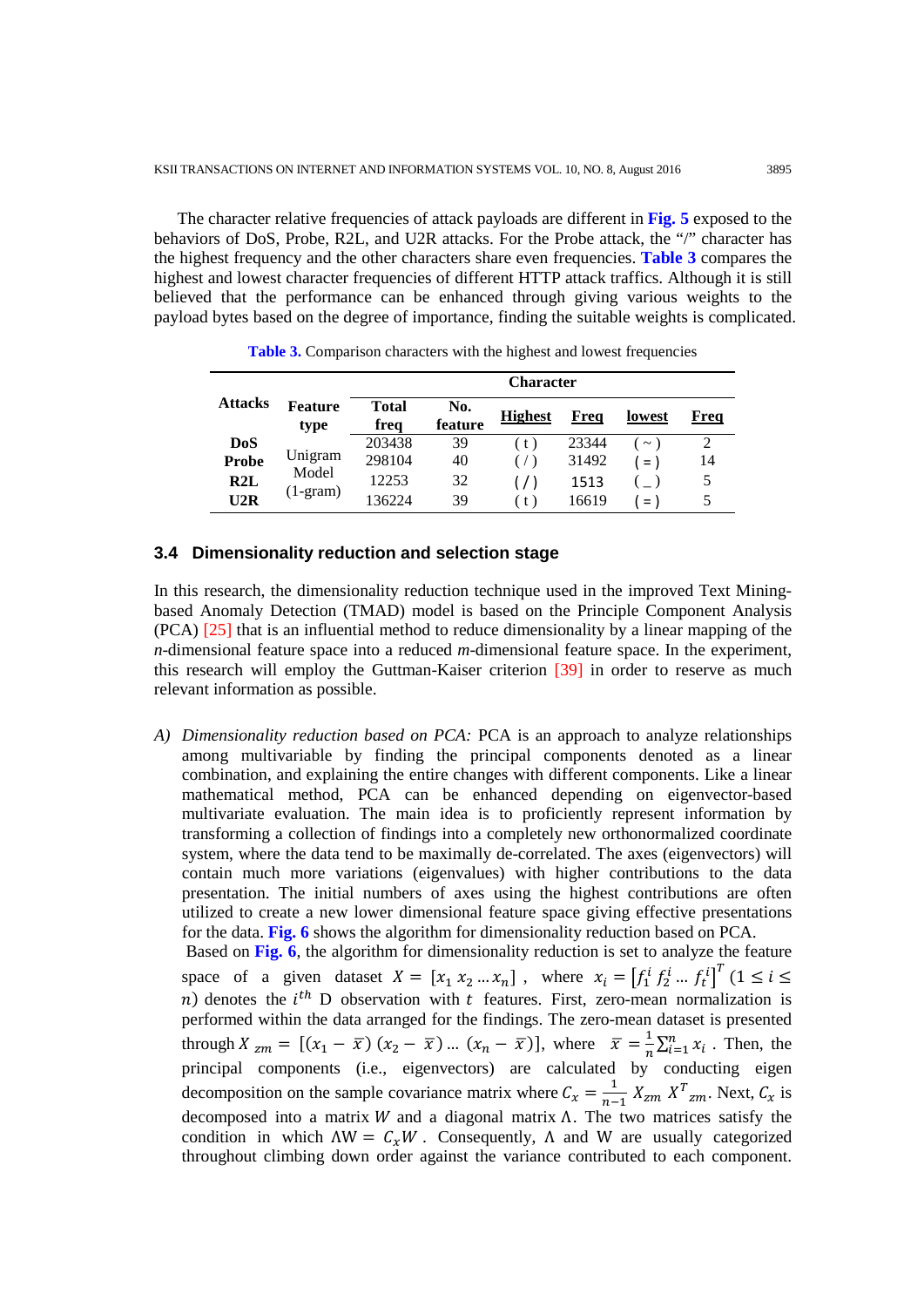The character relative frequencies of attack payloads are different in **Fig. 5** exposed to the behaviors of DoS, Probe, R2L, and U2R attacks. For the Probe attack, the "/" character has the highest frequency and the other characters share even frequencies. **Table 3** compares the highest and lowest character frequencies of different HTTP attack traffics. Although it is still believed that the performance can be enhanced through giving various weights to the payload bytes based on the degree of importance, finding the suitable weights is complicated.

**Table 3.** Comparison characters with the highest and lowest frequencies

| Attacks | Feature type | Character | | | | | |
|---|---|---|---|---|---|---|---|
| | | Total freq | No. feature | Highest | Freq | lowest | Freq |
| **DoS** | Unigram Model (1-gram) | 203438 | 39 | ( t ) | 23344 | ( ~ ) | 2 |
| **Probe** | | 298104 | 40 | ( / ) | 31492 | ( = ) | 14 |
| **R2L** | | 12253 | 32 | ( / ) | 1513 | ( _ ) | 5 |
| **U2R** | | 136224 | 39 | ( t ) | 16619 | ( = ) | 5 |

### 3.4 Dimensionality reduction and selection stage

In this research, the dimensionality reduction technique used in the improved Text Mining-based Anomaly Detection (TMAD) model is based on the Principle Component Analysis (PCA) [25] that is an influential method to reduce dimensionality by a linear mapping of the *n*-dimensional feature space into a reduced *m*-dimensional feature space. In the experiment, this research will employ the Guttman-Kaiser criterion [39] in order to reserve as much relevant information as possible.

*A) Dimensionality reduction based on PCA:* PCA is an approach to analyze relationships among multivariable by finding the principal components denoted as a linear combination, and explaining the entire changes with different components. Like a linear mathematical method, PCA can be enhanced depending on eigenvector-based multivariate evaluation. The main idea is to proficiently represent information by transforming a collection of findings into a completely new orthonormalized coordinate system, where the data tend to be maximally de-correlated. The axes (eigenvectors) will contain much more variations (eigenvalues) with higher contributions to the data presentation. The initial numbers of axes using the highest contributions are often utilized to create a new lower dimensional feature space giving effective presentations for the data. **Fig. 6** shows the algorithm for dimensionality reduction based on PCA.
Based on **Fig. 6**, the algorithm for dimensionality reduction is set to analyze the feature space of a given dataset $X = [x_1\, x_2 \ldots x_n]$ , where $x_i = \left[f_1^i\, f_2^i \ldots f_t^i\right]^T$ $(1 \le i \le n)$ denotes the $i^{th}$ D observation with $t$ features. First, zero-mean normalization is performed within the data arranged for the findings. The zero-mean dataset is presented through $X_{zm} = [(x_1 - \bar{x})\,(x_2 - \bar{x}) \ldots (x_n - \bar{x})]$, where $\bar{x} = \frac{1}{n}\sum_{i=1}^{n} x_i$ . Then, the principal components (i.e., eigenvectors) are calculated by conducting eigen decomposition on the sample covariance matrix where $C_x = \frac{1}{n-1} X_{zm}\, X^T{}_{zm}$. Next, $C_x$ is decomposed into a matrix $W$ and a diagonal matrix $\Lambda$. The two matrices satisfy the condition in which $\Lambda W = C_x W$ . Consequently, $\Lambda$ and W are usually categorized throughout climbing down order against the variance contributed to each component.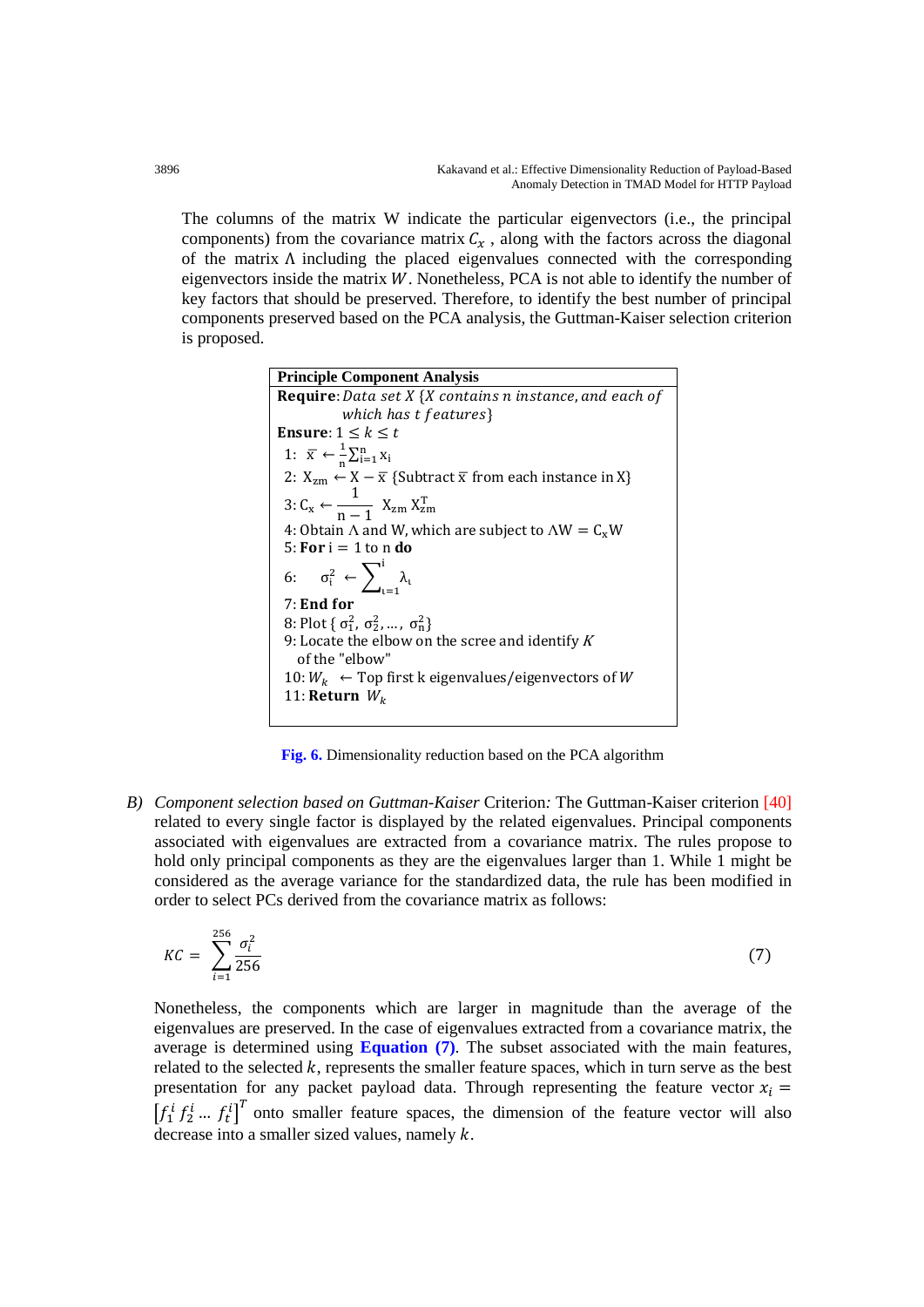The columns of the matrix W indicate the particular eigenvectors (i.e., the principal components) from the covariance matrix $C_x$ , along with the factors across the diagonal of the matrix Λ including the placed eigenvalues connected with the corresponding eigenvectors inside the matrix $W$. Nonetheless, PCA is not able to identify the number of key factors that should be preserved. Therefore, to identify the best number of principal components preserved based on the PCA analysis, the Guttman-Kaiser selection criterion is proposed.

**Principle Component Analysis**

**Require**: *Data set X {X contains n instance, and each of which has t features}*

**Ensure**: $1 \leq k \leq t$

1: $\bar{x} \leftarrow \frac{1}{n}\sum_{i=1}^{n} x_i$

2: $X_{zm} \leftarrow X - \bar{x}$ {Subtract $\bar{x}$ from each instance in X}

3: $C_x \leftarrow \frac{1}{n-1} X_{zm} X_{zm}^T$

4: Obtain Λ and W, which are subject to $\Lambda W = C_x W$

5: **For** i = 1 to n **do**

6: $\sigma_i^2 \leftarrow \sum_{\iota=1}^{i} \lambda_\iota$

7: **End for**

8: Plot { $\sigma_1^2, \sigma_2^2, \ldots, \sigma_n^2$}

9: Locate the elbow on the scree and identify $K$ of the "elbow"

10: $W_k$ ← Top first k eigenvalues/eigenvectors of $W$

11: **Return** $W_k$

**Fig. 6.** Dimensionality reduction based on the PCA algorithm

*B) Component selection based on Guttman-Kaiser* Criterion*:* The Guttman-Kaiser criterion [40] related to every single factor is displayed by the related eigenvalues. Principal components associated with eigenvalues are extracted from a covariance matrix. The rules propose to hold only principal components as they are the eigenvalues larger than 1. While 1 might be considered as the average variance for the standardized data, the rule has been modified in order to select PCs derived from the covariance matrix as follows:

$$KC = \sum_{i=1}^{256} \frac{\sigma_i^2}{256} \tag{7}$$

Nonetheless, the components which are larger in magnitude than the average of the eigenvalues are preserved. In the case of eigenvalues extracted from a covariance matrix, the average is determined using **Equation (7)**. The subset associated with the main features, related to the selected $k$, represents the smaller feature spaces, which in turn serve as the best presentation for any packet payload data. Through representing the feature vector $x_i = \left[f_1^i\, f_2^i \ldots f_t^i\right]^T$ onto smaller feature spaces, the dimension of the feature vector will also decrease into a smaller sized values, namely $k$.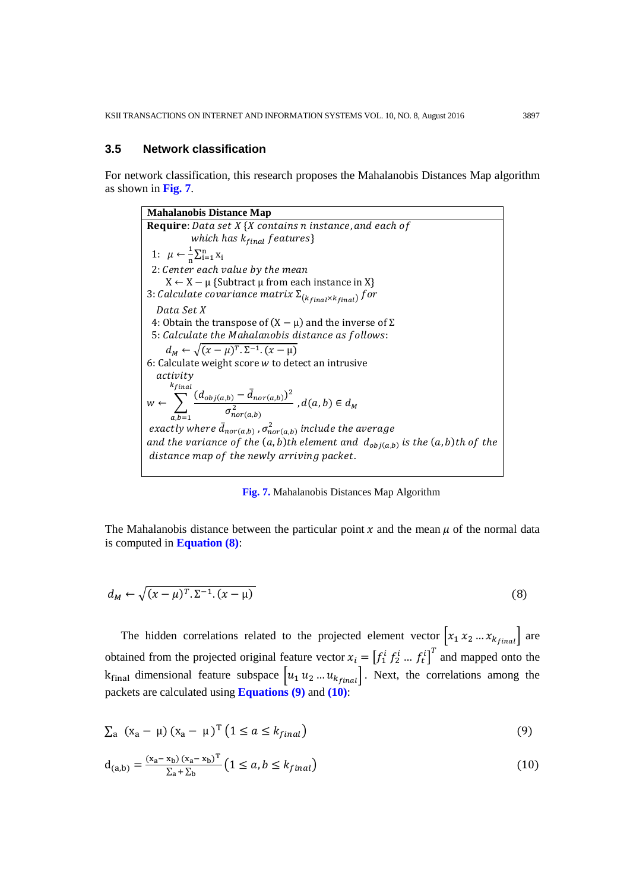### 3.5 Network classification

For network classification, this research proposes the Mahalanobis Distances Map algorithm as shown in **Fig. 7**.

```
Mahalanobis Distance Map
Require: Data set X {X contains n instance, and each of
         which has k_final features}
 1: μ ← (1/n) Σ_{i=1}^{n} x_i
 2: Center each value by the mean
    X ← X − μ {Subtract μ from each instance in X}
 3: Calculate covariance matrix Σ_(k_final × k_final) for
    Data Set X
 4: Obtain the transpose of (X − μ) and the inverse of Σ
 5: Calculate the Mahalanobis distance as follows:
    d_M ← sqrt((x − μ)^T . Σ^{-1} . (x − μ))
 6: Calculate weight score w to detect an intrusive
    activity
    w ← Σ_{a,b=1}^{k_final} (d_obj(a,b) − d̄_nor(a,b))^2 / σ^2_nor(a,b) , d(a,b) ∈ d_M
 exactly where d̄_nor(a,b) , σ^2_nor(a,b) include the average
 and the variance of the (a,b)th element and d_obj(a,b) is the (a,b)th of the
 distance map of the newly arriving packet.
```

**Fig. 7.** Mahalanobis Distances Map Algorithm

The Mahalanobis distance between the particular point $x$ and the mean $\mu$ of the normal data is computed in **Equation (8)**:

$$d_M \leftarrow \sqrt{(x-\mu)^T . \Sigma^{-1} . (x-\mu)} \tag{8}$$

The hidden correlations related to the projected element vector $\left[x_1\, x_2 \ldots x_{k_{final}}\right]$ are obtained from the projected original feature vector $x_i = \left[f_1^i\, f_2^i \ldots f_t^i\right]^T$ and mapped onto the $\mathrm{k_{final}}$ dimensional feature subspace $\left[u_1\, u_2 \ldots u_{k_{final}}\right]$. Next, the correlations among the packets are calculated using **Equations (9)** and **(10)**:

$$\Sigma_a \;\; (x_a - \mu)\,(x_a - \mu)^T \left(1 \le a \le k_{final}\right) \tag{9}$$

$$d_{(a,b)} = \frac{(x_a - x_b)\,(x_a - x_b)^T}{\Sigma_a + \Sigma_b}\left(1 \le a, b \le k_{final}\right) \tag{10}$$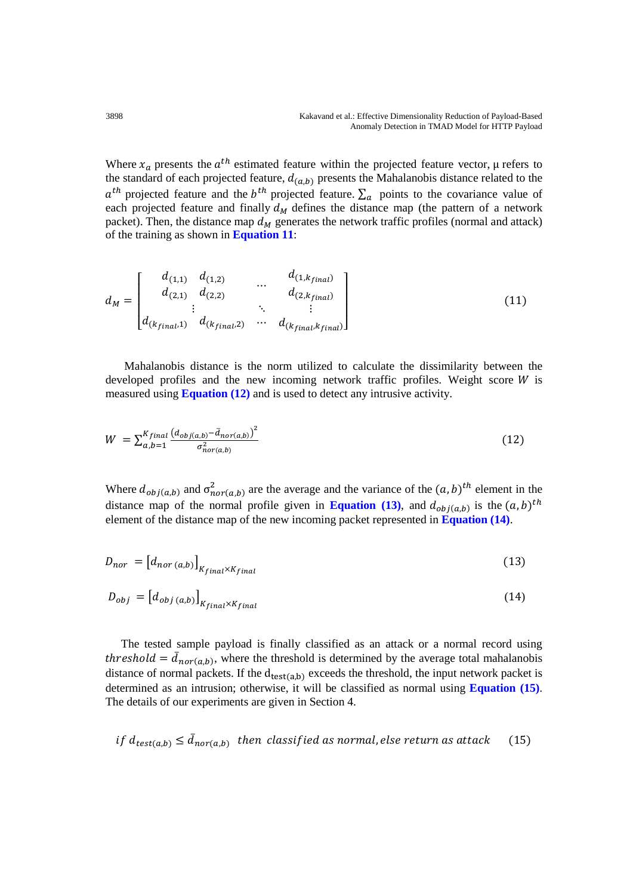Where $x_a$ presents the $a^{th}$ estimated feature within the projected feature vector, μ refers to the standard of each projected feature, $d_{(a,b)}$ presents the Mahalanobis distance related to the $a^{th}$ projected feature and the $b^{th}$ projected feature. $\sum_a$ points to the covariance value of each projected feature and finally $d_M$ defines the distance map (the pattern of a network packet). Then, the distance map $d_M$ generates the network traffic profiles (normal and attack) of the training as shown in **Equation 11**:

$$d_M = \begin{bmatrix} d_{(1,1)} & d_{(1,2)} & \cdots & d_{(1,k_{final})} \\ d_{(2,1)} & d_{(2,2)} & & d_{(2,k_{final})} \\ \vdots & & \ddots & \vdots \\ d_{(k_{final},1)} & d_{(k_{final},2)} & \cdots & d_{(k_{final},k_{final})} \end{bmatrix} \tag{11}$$

Mahalanobis distance is the norm utilized to calculate the dissimilarity between the developed profiles and the new incoming network traffic profiles. Weight score $W$ is measured using **Equation (12)** and is used to detect any intrusive activity.

$$W = \sum_{a,b=1}^{K_{final}} \frac{\left(d_{obj(a,b)} - \bar{d}_{nor(a,b)}\right)^2}{\sigma_{nor(a,b)}^2} \tag{12}$$

Where $d_{obj(a,b)}$ and $\sigma_{nor(a,b)}^2$ are the average and the variance of the $(a,b)^{th}$ element in the distance map of the normal profile given in **Equation (13)**, and $d_{obj(a,b)}$ is the $(a,b)^{th}$ element of the distance map of the new incoming packet represented in **Equation (14)**.

$$D_{nor} = \left[d_{nor\,(a,b)}\right]_{K_{final} \times K_{final}} \tag{13}$$

$$D_{obj} = \left[d_{obj\,(a,b)}\right]_{K_{final} \times K_{final}} \tag{14}$$

The tested sample payload is finally classified as an attack or a normal record using $threshold = \bar{d}_{nor(a,b)}$, where the threshold is determined by the average total mahalanobis distance of normal packets. If the $d_{test(a,b)}$ exceeds the threshold, the input network packet is determined as an intrusion; otherwise, it will be classified as normal using **Equation (15)**. The details of our experiments are given in Section 4.

$$if\ d_{test(a,b)} \leq \bar{d}_{nor(a,b)}\ \ then\ \ classified\ as\ normal, else\ return\ as\ attack \tag{15}$$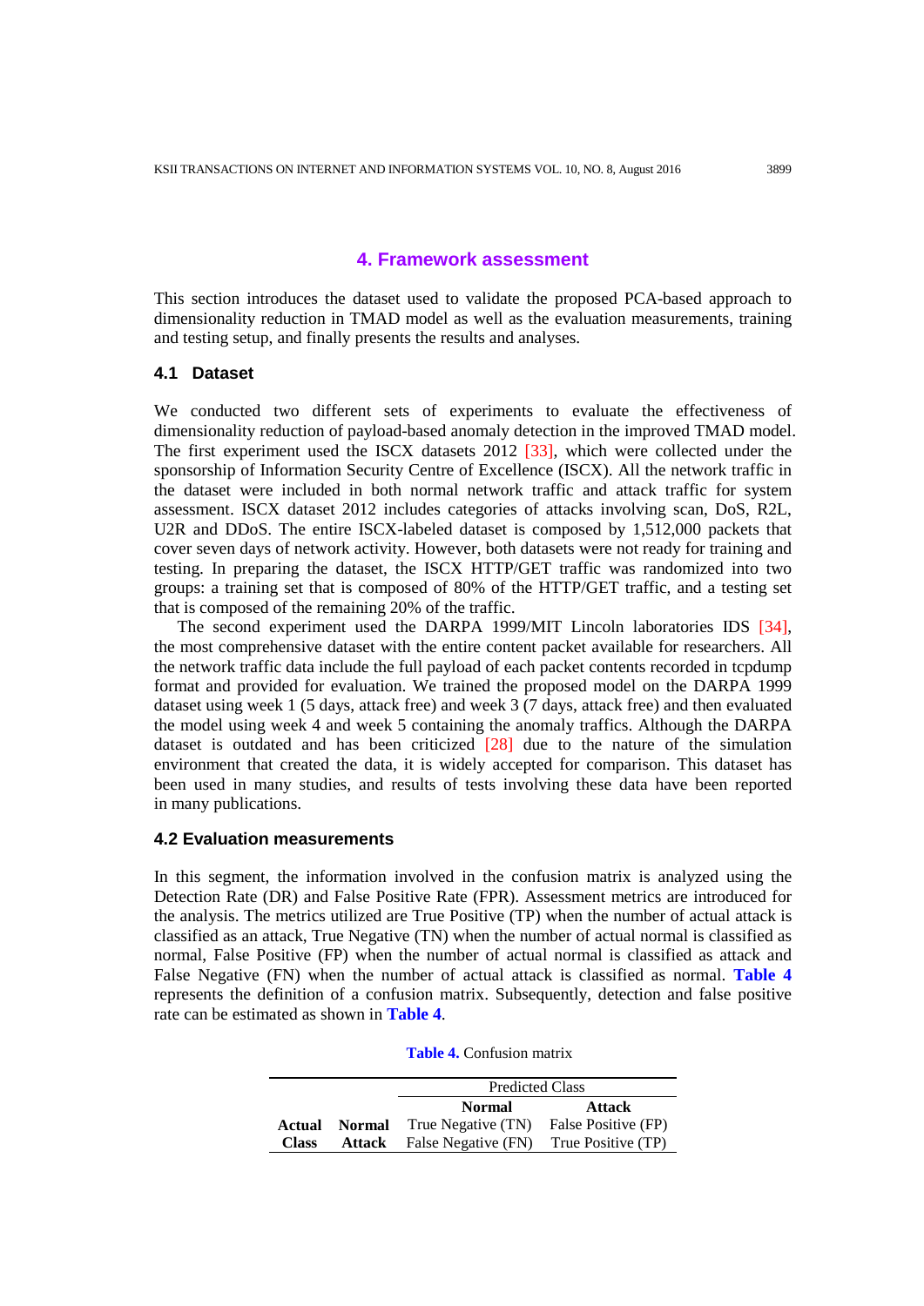## 4. Framework assessment

This section introduces the dataset used to validate the proposed PCA-based approach to dimensionality reduction in TMAD model as well as the evaluation measurements, training and testing setup, and finally presents the results and analyses.

### 4.1 Dataset

We conducted two different sets of experiments to evaluate the effectiveness of dimensionality reduction of payload-based anomaly detection in the improved TMAD model. The first experiment used the ISCX datasets 2012 [33], which were collected under the sponsorship of Information Security Centre of Excellence (ISCX). All the network traffic in the dataset were included in both normal network traffic and attack traffic for system assessment. ISCX dataset 2012 includes categories of attacks involving scan, DoS, R2L, U2R and DDoS. The entire ISCX-labeled dataset is composed by 1,512,000 packets that cover seven days of network activity. However, both datasets were not ready for training and testing. In preparing the dataset, the ISCX HTTP/GET traffic was randomized into two groups: a training set that is composed of 80% of the HTTP/GET traffic, and a testing set that is composed of the remaining 20% of the traffic.

The second experiment used the DARPA 1999/MIT Lincoln laboratories IDS [34], the most comprehensive dataset with the entire content packet available for researchers. All the network traffic data include the full payload of each packet contents recorded in tcpdump format and provided for evaluation. We trained the proposed model on the DARPA 1999 dataset using week 1 (5 days, attack free) and week 3 (7 days, attack free) and then evaluated the model using week 4 and week 5 containing the anomaly traffics. Although the DARPA dataset is outdated and has been criticized [28] due to the nature of the simulation environment that created the data, it is widely accepted for comparison. This dataset has been used in many studies, and results of tests involving these data have been reported in many publications.

### 4.2 Evaluation measurements

In this segment, the information involved in the confusion matrix is analyzed using the Detection Rate (DR) and False Positive Rate (FPR). Assessment metrics are introduced for the analysis. The metrics utilized are True Positive (TP) when the number of actual attack is classified as an attack, True Negative (TN) when the number of actual normal is classified as normal, False Positive (FP) when the number of actual normal is classified as attack and False Negative (FN) when the number of actual attack is classified as normal. **Table 4** represents the definition of a confusion matrix. Subsequently, detection and false positive rate can be estimated as shown in **Table 4**.

**Table 4.** Confusion matrix

| | | Predicted Class | |
|---|---|---|---|
| | | **Normal** | **Attack** |
| **Actual Class** | **Normal** | True Negative (TN) | False Positive (FP) |
| | **Attack** | False Negative (FN) | True Positive (TP) |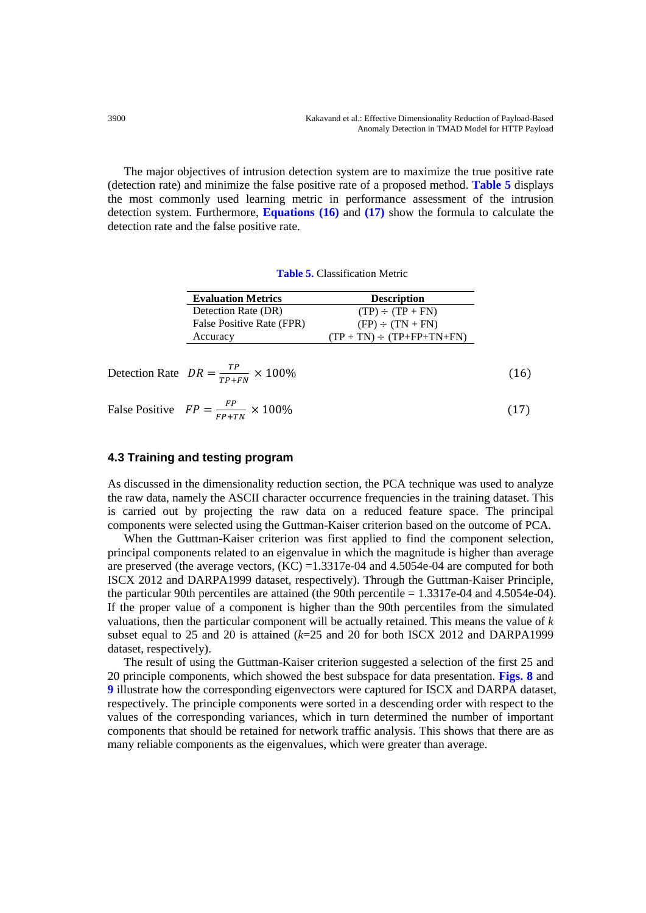The major objectives of intrusion detection system are to maximize the true positive rate (detection rate) and minimize the false positive rate of a proposed method. **Table 5** displays the most commonly used learning metric in performance assessment of the intrusion detection system. Furthermore, **Equations (16)** and **(17)** show the formula to calculate the detection rate and the false positive rate.

**Table 5.** Classification Metric

| Evaluation Metrics | Description |
|---|---|
| Detection Rate (DR) | (TP) ÷ (TP + FN) |
| False Positive Rate (FPR) | (FP) ÷ (TN + FN) |
| Accuracy | (TP + TN) ÷ (TP+FP+TN+FN) |

Detection Rate $$DR = \frac{TP}{TP+FN} \times 100\% \tag{16}$$

False Positive $$FP = \frac{FP}{FP+TN} \times 100\% \tag{17}$$

### 4.3 Training and testing program

As discussed in the dimensionality reduction section, the PCA technique was used to analyze the raw data, namely the ASCII character occurrence frequencies in the training dataset. This is carried out by projecting the raw data on a reduced feature space. The principal components were selected using the Guttman-Kaiser criterion based on the outcome of PCA.

When the Guttman-Kaiser criterion was first applied to find the component selection, principal components related to an eigenvalue in which the magnitude is higher than average are preserved (the average vectors, (KC) =1.3317e-04 and 4.5054e-04 are computed for both ISCX 2012 and DARPA1999 dataset, respectively). Through the Guttman-Kaiser Principle, the particular 90th percentiles are attained (the 90th percentile = 1.3317e-04 and 4.5054e-04). If the proper value of a component is higher than the 90th percentiles from the simulated valuations, then the particular component will be actually retained. This means the value of $k$ subset equal to 25 and 20 is attained ($k$=25 and 20 for both ISCX 2012 and DARPA1999 dataset, respectively).

The result of using the Guttman-Kaiser criterion suggested a selection of the first 25 and 20 principle components, which showed the best subspace for data presentation. **Figs. 8** and **9** illustrate how the corresponding eigenvectors were captured for ISCX and DARPA dataset, respectively. The principle components were sorted in a descending order with respect to the values of the corresponding variances, which in turn determined the number of important components that should be retained for network traffic analysis. This shows that there are as many reliable components as the eigenvalues, which were greater than average.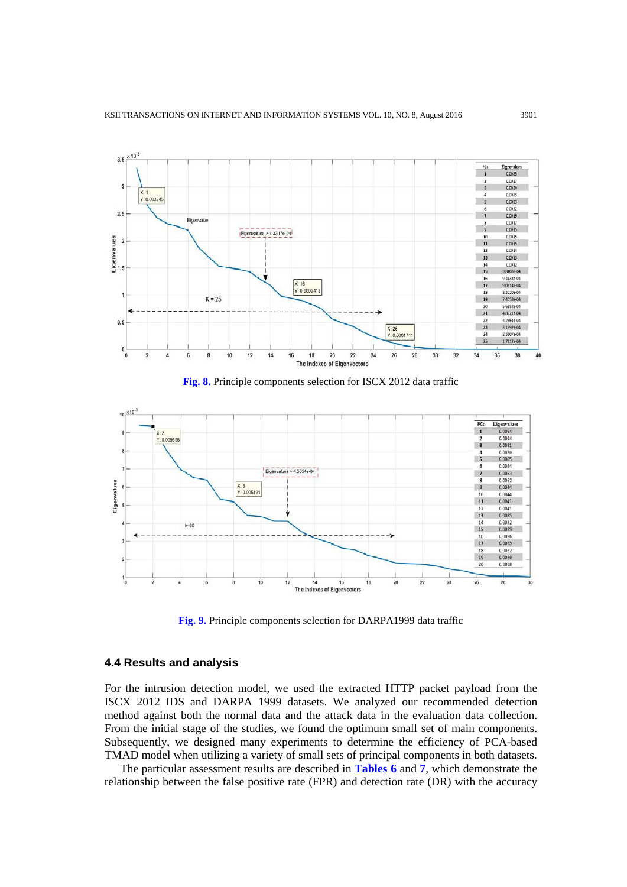Fig. 8. Principle components selection for ISCX 2012 data traffic

Fig. 9. Principle components selection for DARPA1999 data traffic

### 4.4 Results and analysis

For the intrusion detection model, we used the extracted HTTP packet payload from the ISCX 2012 IDS and DARPA 1999 datasets. We analyzed our recommended detection method against both the normal data and the attack data in the evaluation data collection. From the initial stage of the studies, we found the optimum small set of main components. Subsequently, we designed many experiments to determine the efficiency of PCA-based TMAD model when utilizing a variety of small sets of principal components in both datasets.

The particular assessment results are described in **Tables 6** and **7**, which demonstrate the relationship between the false positive rate (FPR) and detection rate (DR) with the accuracy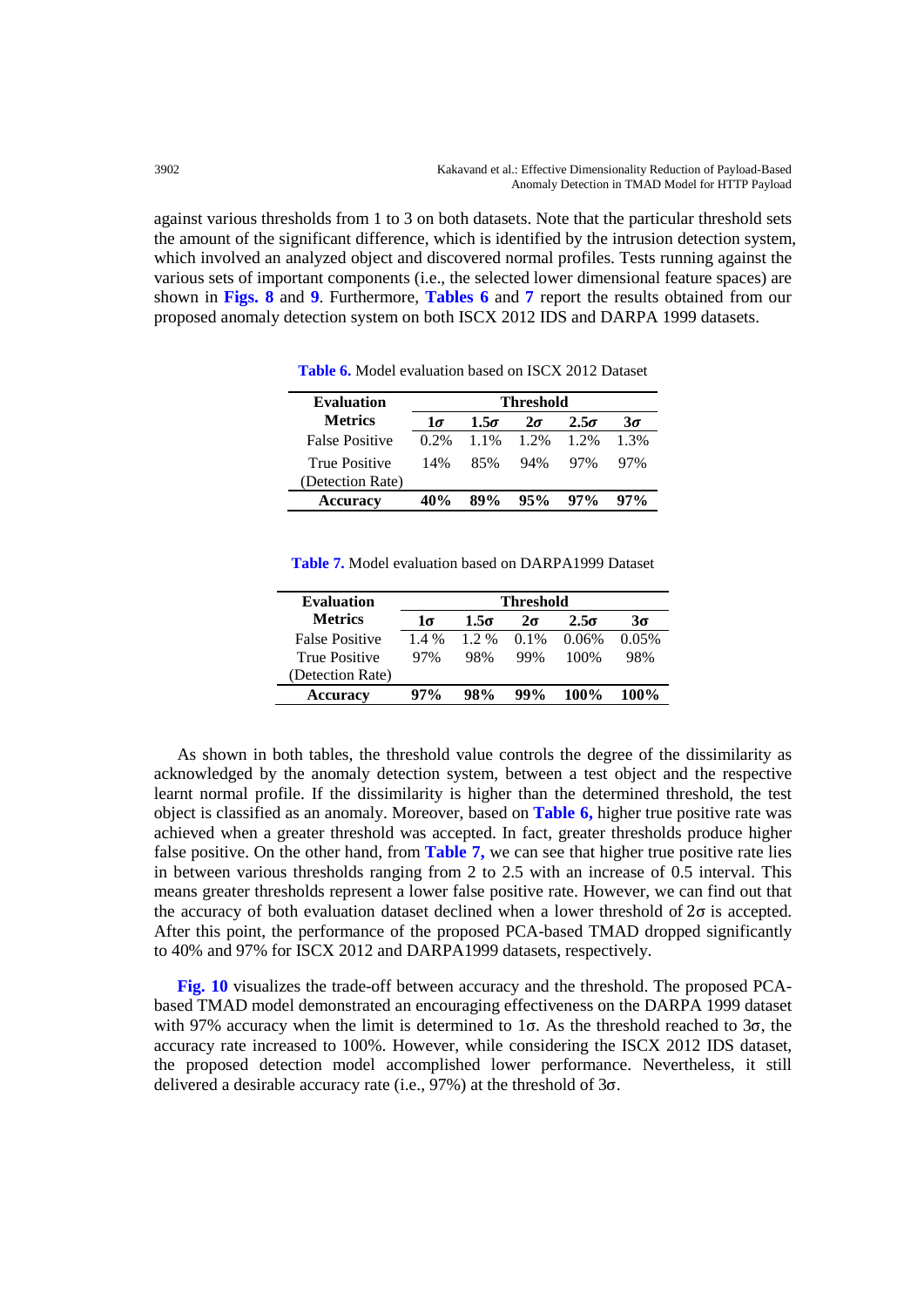against various thresholds from 1 to 3 on both datasets. Note that the particular threshold sets the amount of the significant difference, which is identified by the intrusion detection system, which involved an analyzed object and discovered normal profiles. Tests running against the various sets of important components (i.e., the selected lower dimensional feature spaces) are shown in **Figs. 8** and **9**. Furthermore, **Tables 6** and **7** report the results obtained from our proposed anomaly detection system on both ISCX 2012 IDS and DARPA 1999 datasets.

**Table 6.** Model evaluation based on ISCX 2012 Dataset

| **Evaluation Metrics** | **Threshold** | | | | |
|---|---|---|---|---|---|
| | **1σ** | **1.5σ** | **2σ** | **2.5σ** | **3σ** |
| False Positive | 0.2% | 1.1% | 1.2% | 1.2% | 1.3% |
| True Positive (Detection Rate) | 14% | 85% | 94% | 97% | 97% |
| **Accuracy** | **40%** | **89%** | **95%** | **97%** | **97%** |

**Table 7.** Model evaluation based on DARPA1999 Dataset

| **Evaluation Metrics** | **Threshold** | | | | |
|---|---|---|---|---|---|
| | **1σ** | **1.5σ** | **2σ** | **2.5σ** | **3σ** |
| False Positive | 1.4 % | 1.2 % | 0.1% | 0.06% | 0.05% |
| True Positive (Detection Rate) | 97% | 98% | 99% | 100% | 98% |
| **Accuracy** | **97%** | **98%** | **99%** | **100%** | **100%** |

As shown in both tables, the threshold value controls the degree of the dissimilarity as acknowledged by the anomaly detection system, between a test object and the respective learnt normal profile. If the dissimilarity is higher than the determined threshold, the test object is classified as an anomaly. Moreover, based on **Table 6,** higher true positive rate was achieved when a greater threshold was accepted. In fact, greater thresholds produce higher false positive. On the other hand, from **Table 7,** we can see that higher true positive rate lies in between various thresholds ranging from 2 to 2.5 with an increase of 0.5 interval. This means greater thresholds represent a lower false positive rate. However, we can find out that the accuracy of both evaluation dataset declined when a lower threshold of 2σ is accepted. After this point, the performance of the proposed PCA-based TMAD dropped significantly to 40% and 97% for ISCX 2012 and DARPA1999 datasets, respectively.

**Fig. 10** visualizes the trade-off between accuracy and the threshold. The proposed PCA-based TMAD model demonstrated an encouraging effectiveness on the DARPA 1999 dataset with 97% accuracy when the limit is determined to 1σ. As the threshold reached to 3σ, the accuracy rate increased to 100%. However, while considering the ISCX 2012 IDS dataset, the proposed detection model accomplished lower performance. Nevertheless, it still delivered a desirable accuracy rate (i.e., 97%) at the threshold of 3σ.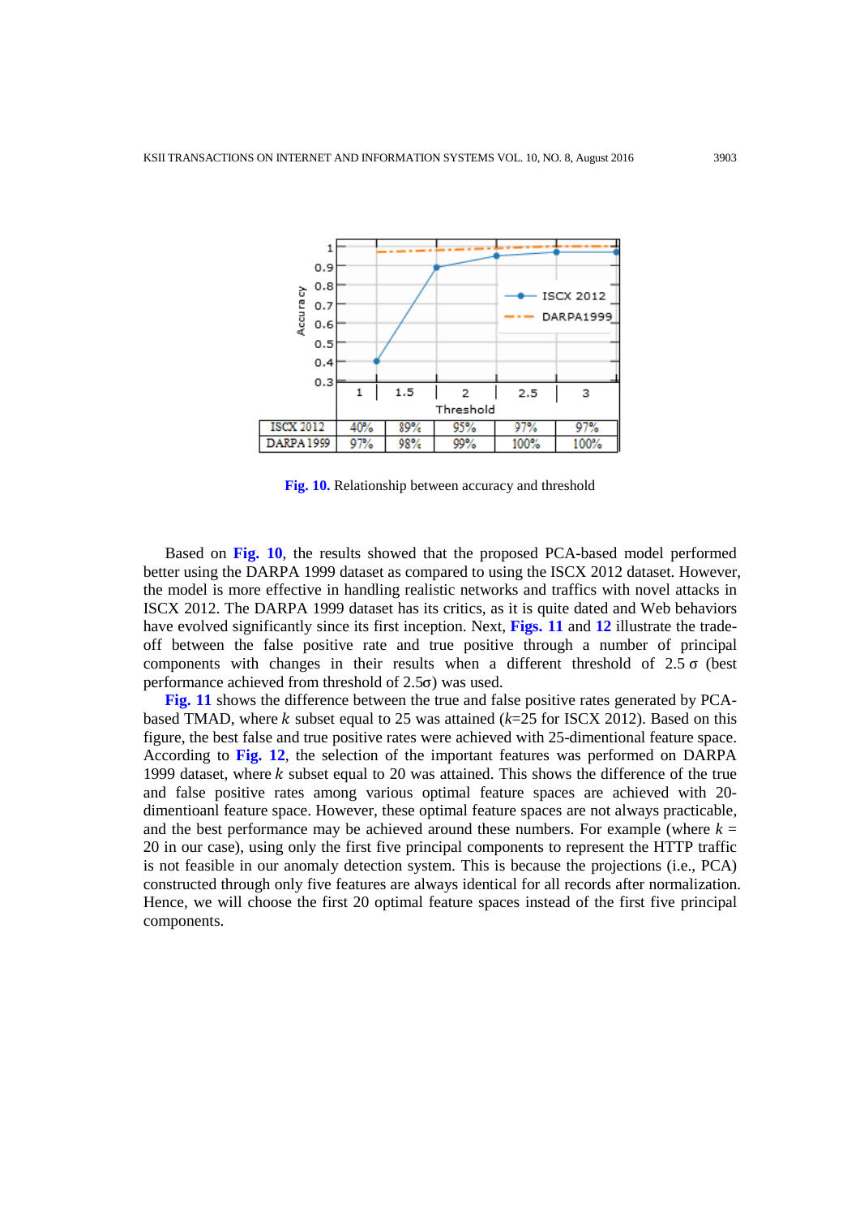| Threshold | 1 | 1.5 | 2 | 2.5 | 3 |
|---|---|---|---|---|---|
| ISCX 2012 | 40% | 89% | 95% | 97% | 97% |
| DARPA 1999 | 97% | 98% | 99% | 100% | 100% |

**Fig. 10.** Relationship between accuracy and threshold

Based on **Fig. 10**, the results showed that the proposed PCA-based model performed better using the DARPA 1999 dataset as compared to using the ISCX 2012 dataset. However, the model is more effective in handling realistic networks and traffics with novel attacks in ISCX 2012. The DARPA 1999 dataset has its critics, as it is quite dated and Web behaviors have evolved significantly since its first inception. Next, **Figs. 11** and **12** illustrate the trade-off between the false positive rate and true positive through a number of principal components with changes in their results when a different threshold of 2.5 σ (best performance achieved from threshold of 2.5σ) was used.

**Fig. 11** shows the difference between the true and false positive rates generated by PCA-based TMAD, where $k$ subset equal to 25 was attained ($k$=25 for ISCX 2012). Based on this figure, the best false and true positive rates were achieved with 25-dimentional feature space. According to **Fig. 12**, the selection of the important features was performed on DARPA 1999 dataset, where $k$ subset equal to 20 was attained. This shows the difference of the true and false positive rates among various optimal feature spaces are achieved with 20-dimentioanl feature space. However, these optimal feature spaces are not always practicable, and the best performance may be achieved around these numbers. For example (where $k$ = 20 in our case), using only the first five principal components to represent the HTTP traffic is not feasible in our anomaly detection system. This is because the projections (i.e., PCA) constructed through only five features are always identical for all records after normalization. Hence, we will choose the first 20 optimal feature spaces instead of the first five principal components.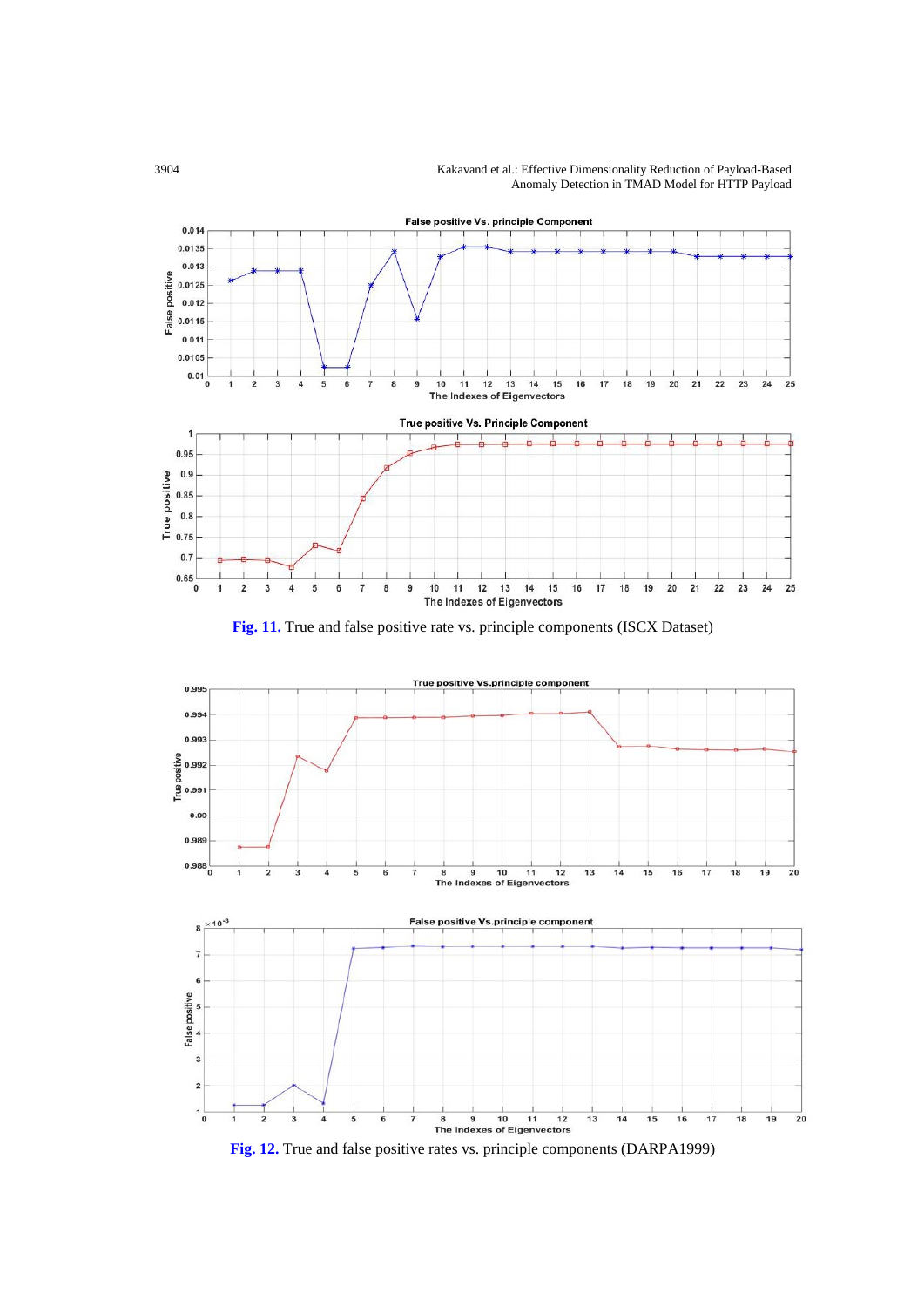**Fig. 11.** True and false positive rate vs. principle components (ISCX Dataset)

**Fig. 12.** True and false positive rates vs. principle components (DARPA1999)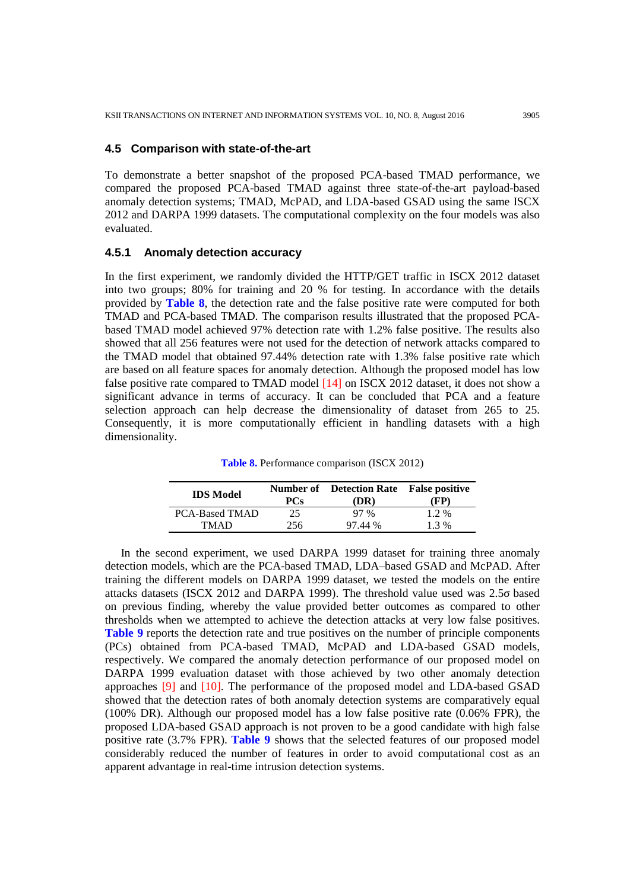### 4.5 Comparison with state-of-the-art

To demonstrate a better snapshot of the proposed PCA-based TMAD performance, we compared the proposed PCA-based TMAD against three state-of-the-art payload-based anomaly detection systems; TMAD, McPAD, and LDA-based GSAD using the same ISCX 2012 and DARPA 1999 datasets. The computational complexity on the four models was also evaluated.

#### 4.5.1 Anomaly detection accuracy

In the first experiment, we randomly divided the HTTP/GET traffic in ISCX 2012 dataset into two groups; 80% for training and 20 % for testing. In accordance with the details provided by **Table 8**, the detection rate and the false positive rate were computed for both TMAD and PCA-based TMAD. The comparison results illustrated that the proposed PCA-based TMAD model achieved 97% detection rate with 1.2% false positive. The results also showed that all 256 features were not used for the detection of network attacks compared to the TMAD model that obtained 97.44% detection rate with 1.3% false positive rate which are based on all feature spaces for anomaly detection. Although the proposed model has low false positive rate compared to TMAD model [14] on ISCX 2012 dataset, it does not show a significant advance in terms of accuracy. It can be concluded that PCA and a feature selection approach can help decrease the dimensionality of dataset from 265 to 25. Consequently, it is more computationally efficient in handling datasets with a high dimensionality.

**Table 8.** Performance comparison (ISCX 2012)

| IDS Model | Number of PCs | Detection Rate (DR) | False positive (FP) |
|---|---|---|---|
| PCA-Based TMAD | 25 | 97 % | 1.2 % |
| TMAD | 256 | 97.44 % | 1.3 % |

In the second experiment, we used DARPA 1999 dataset for training three anomaly detection models, which are the PCA-based TMAD, LDA–based GSAD and McPAD. After training the different models on DARPA 1999 dataset, we tested the models on the entire attacks datasets (ISCX 2012 and DARPA 1999). The threshold value used was 2.5σ based on previous finding, whereby the value provided better outcomes as compared to other thresholds when we attempted to achieve the detection attacks at very low false positives. **Table 9** reports the detection rate and true positives on the number of principle components (PCs) obtained from PCA-based TMAD, McPAD and LDA-based GSAD models, respectively. We compared the anomaly detection performance of our proposed model on DARPA 1999 evaluation dataset with those achieved by two other anomaly detection approaches [9] and [10]. The performance of the proposed model and LDA-based GSAD showed that the detection rates of both anomaly detection systems are comparatively equal (100% DR). Although our proposed model has a low false positive rate (0.06% FPR), the proposed LDA-based GSAD approach is not proven to be a good candidate with high false positive rate (3.7% FPR). **Table 9** shows that the selected features of our proposed model considerably reduced the number of features in order to avoid computational cost as an apparent advantage in real-time intrusion detection systems.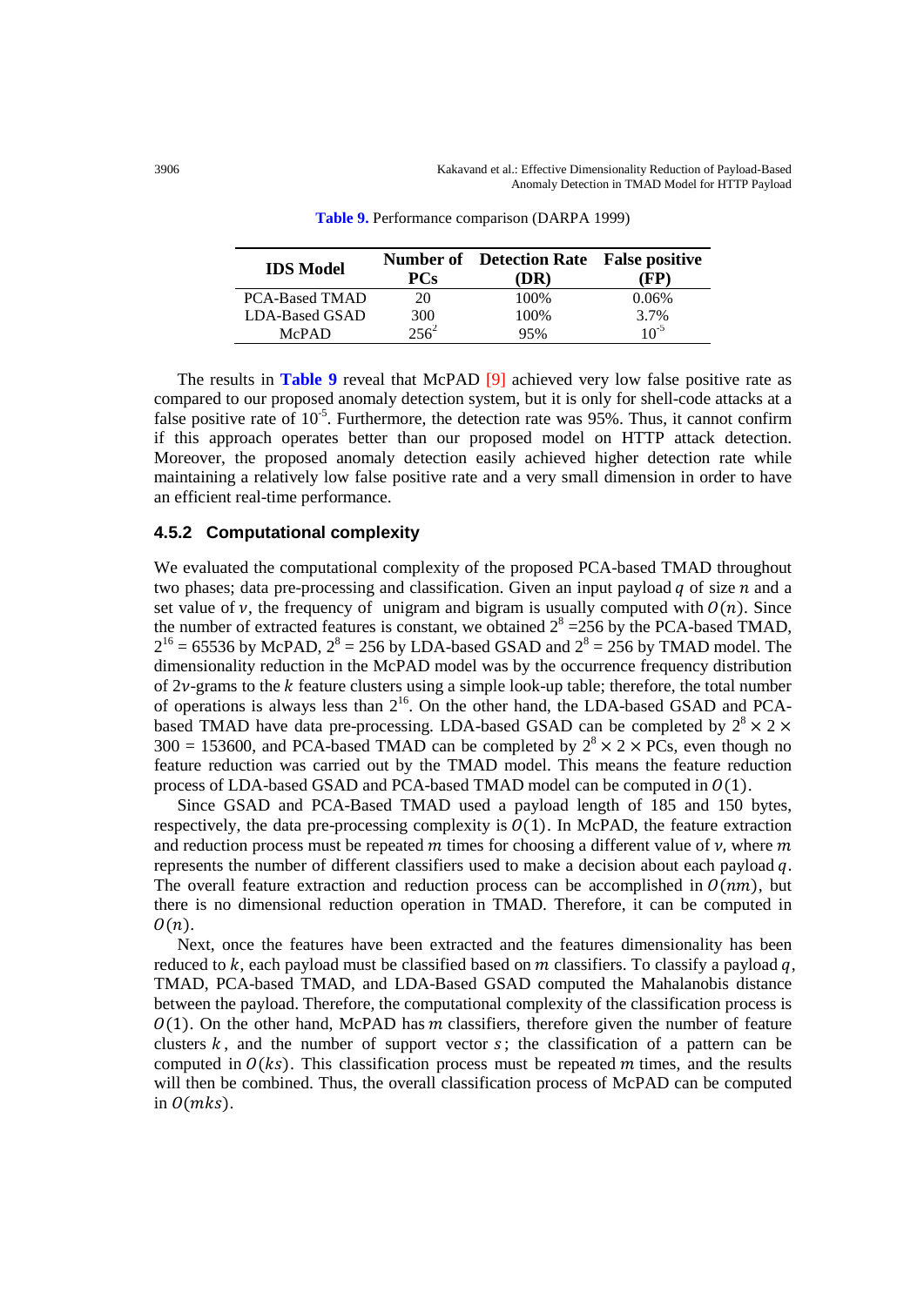**Table 9.** Performance comparison (DARPA 1999)

| IDS Model | Number of PCs | Detection Rate (DR) | False positive (FP) |
|---|---|---|---|
| PCA-Based TMAD | 20 | 100% | 0.06% |
| LDA-Based GSAD | 300 | 100% | 3.7% |
| McPAD | $256^2$ | 95% | $10^{-5}$ |

The results in **Table 9** reveal that McPAD [9] achieved very low false positive rate as compared to our proposed anomaly detection system, but it is only for shell-code attacks at a false positive rate of $10^{-5}$. Furthermore, the detection rate was 95%. Thus, it cannot confirm if this approach operates better than our proposed model on HTTP attack detection. Moreover, the proposed anomaly detection easily achieved higher detection rate while maintaining a relatively low false positive rate and a very small dimension in order to have an efficient real-time performance.

### 4.5.2 Computational complexity

We evaluated the computational complexity of the proposed PCA-based TMAD throughout two phases; data pre-processing and classification. Given an input payload $q$ of size $n$ and a set value of $v$, the frequency of unigram and bigram is usually computed with $O(n)$. Since the number of extracted features is constant, we obtained $2^8 = 256$ by the PCA-based TMAD, $2^{16} = 65536$ by McPAD, $2^8 = 256$ by LDA-based GSAD and $2^8 = 256$ by TMAD model. The dimensionality reduction in the McPAD model was by the occurrence frequency distribution of $2v$-grams to the $k$ feature clusters using a simple look-up table; therefore, the total number of operations is always less than $2^{16}$. On the other hand, the LDA-based GSAD and PCA-based TMAD have data pre-processing. LDA-based GSAD can be completed by $2^8 \times 2 \times 300 = 153600$, and PCA-based TMAD can be completed by $2^8 \times 2 \times$ PCs, even though no feature reduction was carried out by the TMAD model. This means the feature reduction process of LDA-based GSAD and PCA-based TMAD model can be computed in $O(1)$.

Since GSAD and PCA-Based TMAD used a payload length of 185 and 150 bytes, respectively, the data pre-processing complexity is $O(1)$. In McPAD, the feature extraction and reduction process must be repeated $m$ times for choosing a different value of $v$, where $m$ represents the number of different classifiers used to make a decision about each payload $q$. The overall feature extraction and reduction process can be accomplished in $O(nm)$, but there is no dimensional reduction operation in TMAD. Therefore, it can be computed in $O(n)$.

Next, once the features have been extracted and the features dimensionality has been reduced to $k$, each payload must be classified based on $m$ classifiers. To classify a payload $q$, TMAD, PCA-based TMAD, and LDA-Based GSAD computed the Mahalanobis distance between the payload. Therefore, the computational complexity of the classification process is $O(1)$. On the other hand, McPAD has $m$ classifiers, therefore given the number of feature clusters $k$, and the number of support vector $s$; the classification of a pattern can be computed in $O(ks)$. This classification process must be repeated $m$ times, and the results will then be combined. Thus, the overall classification process of McPAD can be computed in $O(mks)$.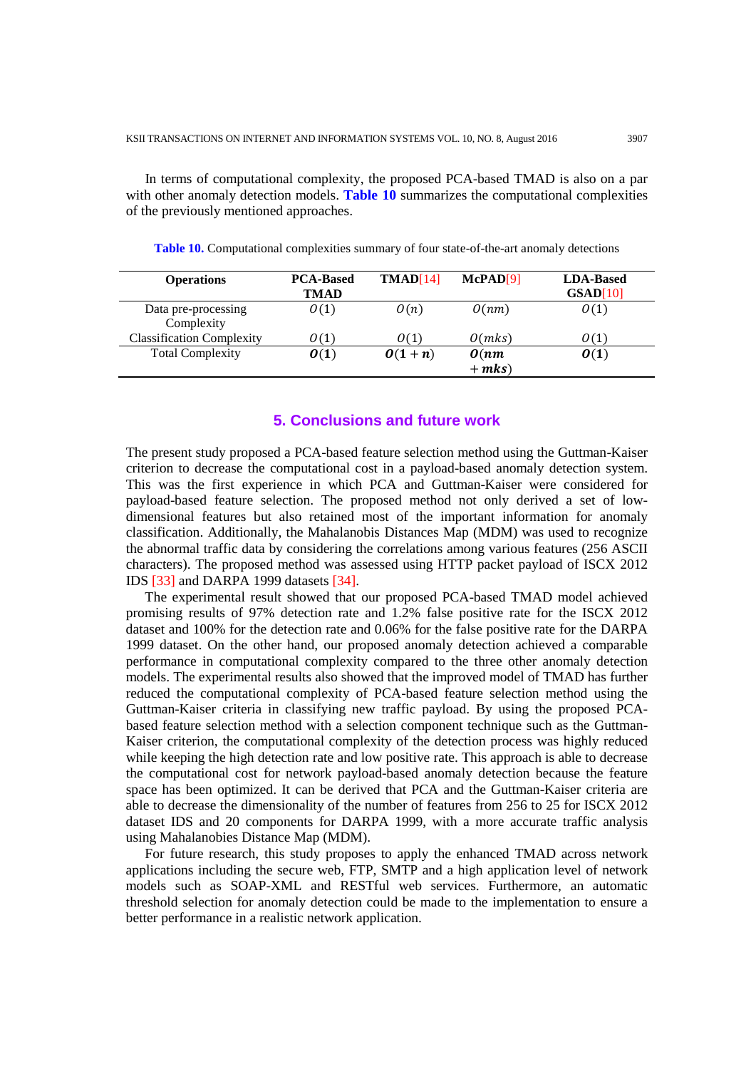In terms of computational complexity, the proposed PCA-based TMAD is also on a par with other anomaly detection models. **Table 10** summarizes the computational complexities of the previously mentioned approaches.

**Table 10.** Computational complexities summary of four state-of-the-art anomaly detections

| Operations | PCA-Based TMAD | TMAD[14] | McPAD[9] | LDA-Based GSAD[10] |
|---|---|---|---|---|
| Data pre-processing Complexity | $O(1)$ | $O(n)$ | $O(nm)$ | $O(1)$ |
| Classification Complexity | $O(1)$ | $O(1)$ | $O(mks)$ | $O(1)$ |
| Total Complexity | $\boldsymbol{O(1)}$ | $\boldsymbol{O(1+n)}$ | $\boldsymbol{O(nm+mks)}$ | $\boldsymbol{O(1)}$ |

## 5. Conclusions and future work

The present study proposed a PCA-based feature selection method using the Guttman-Kaiser criterion to decrease the computational cost in a payload-based anomaly detection system. This was the first experience in which PCA and Guttman-Kaiser were considered for payload-based feature selection. The proposed method not only derived a set of low-dimensional features but also retained most of the important information for anomaly classification. Additionally, the Mahalanobis Distances Map (MDM) was used to recognize the abnormal traffic data by considering the correlations among various features (256 ASCII characters). The proposed method was assessed using HTTP packet payload of ISCX 2012 IDS [33] and DARPA 1999 datasets [34].

The experimental result showed that our proposed PCA-based TMAD model achieved promising results of 97% detection rate and 1.2% false positive rate for the ISCX 2012 dataset and 100% for the detection rate and 0.06% for the false positive rate for the DARPA 1999 dataset. On the other hand, our proposed anomaly detection achieved a comparable performance in computational complexity compared to the three other anomaly detection models. The experimental results also showed that the improved model of TMAD has further reduced the computational complexity of PCA-based feature selection method using the Guttman-Kaiser criteria in classifying new traffic payload. By using the proposed PCA-based feature selection method with a selection component technique such as the Guttman-Kaiser criterion, the computational complexity of the detection process was highly reduced while keeping the high detection rate and low positive rate. This approach is able to decrease the computational cost for network payload-based anomaly detection because the feature space has been optimized. It can be derived that PCA and the Guttman-Kaiser criteria are able to decrease the dimensionality of the number of features from 256 to 25 for ISCX 2012 dataset IDS and 20 components for DARPA 1999, with a more accurate traffic analysis using Mahalanobies Distance Map (MDM).

For future research, this study proposes to apply the enhanced TMAD across network applications including the secure web, FTP, SMTP and a high application level of network models such as SOAP-XML and RESTful web services. Furthermore, an automatic threshold selection for anomaly detection could be made to the implementation to ensure a better performance in a realistic network application.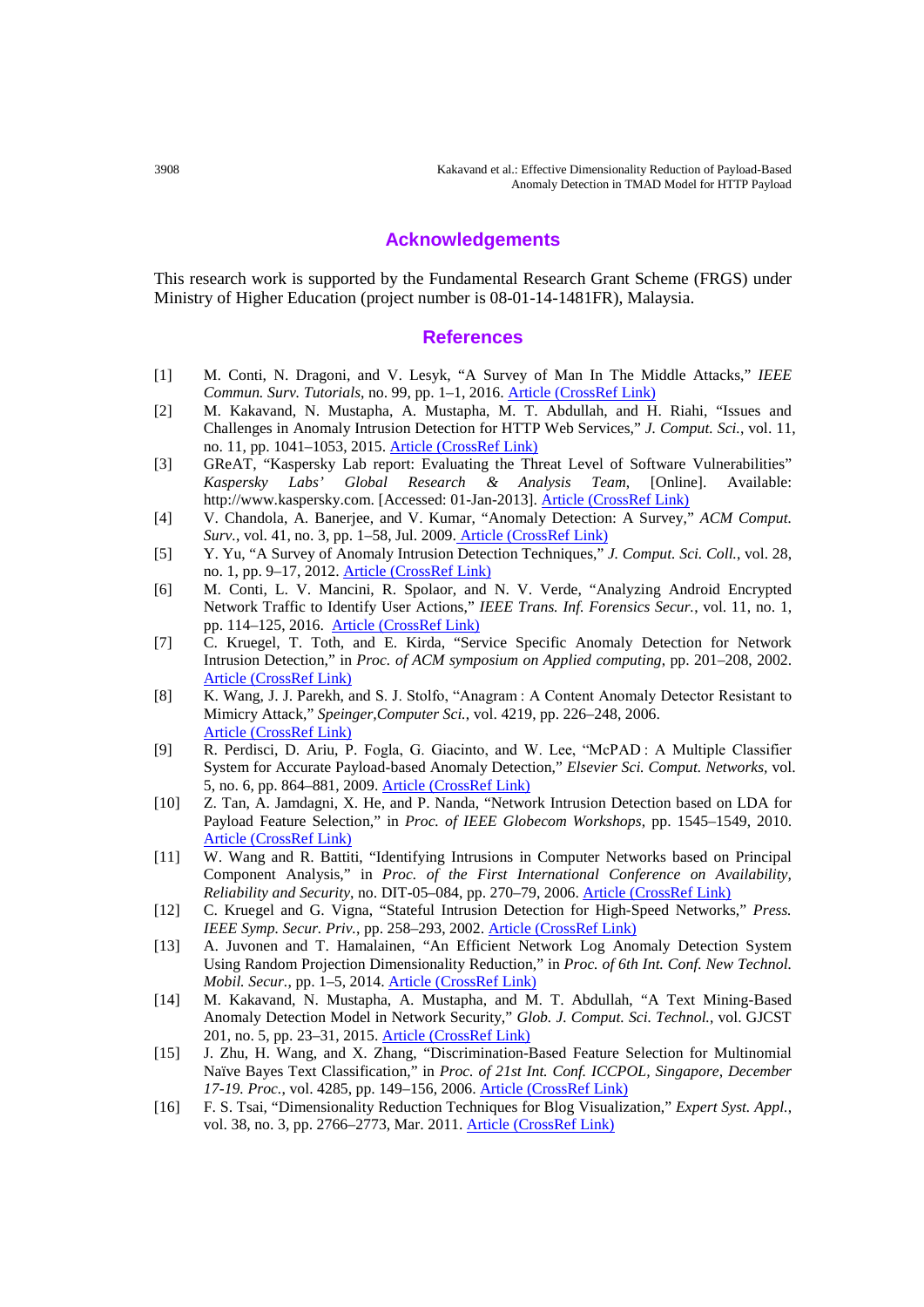## Acknowledgements

This research work is supported by the Fundamental Research Grant Scheme (FRGS) under Ministry of Higher Education (project number is 08-01-14-1481FR), Malaysia.

## References

[1] M. Conti, N. Dragoni, and V. Lesyk, "A Survey of Man In The Middle Attacks," *IEEE Commun. Surv. Tutorials*, no. 99, pp. 1–1, 2016. Article (CrossRef Link)

[2] M. Kakavand, N. Mustapha, A. Mustapha, M. T. Abdullah, and H. Riahi, "Issues and Challenges in Anomaly Intrusion Detection for HTTP Web Services," *J. Comput. Sci.*, vol. 11, no. 11, pp. 1041–1053, 2015. Article (CrossRef Link)

[3] GReAT, "Kaspersky Lab report: Evaluating the Threat Level of Software Vulnerabilities" *Kaspersky Labs' Global Research & Analysis Team*, [Online]. Available: http://www.kaspersky.com. [Accessed: 01-Jan-2013]. Article (CrossRef Link)

[4] V. Chandola, A. Banerjee, and V. Kumar, "Anomaly Detection: A Survey," *ACM Comput. Surv.*, vol. 41, no. 3, pp. 1–58, Jul. 2009. Article (CrossRef Link)

[5] Y. Yu, "A Survey of Anomaly Intrusion Detection Techniques," *J. Comput. Sci. Coll.*, vol. 28, no. 1, pp. 9–17, 2012. Article (CrossRef Link)

[6] M. Conti, L. V. Mancini, R. Spolaor, and N. V. Verde, "Analyzing Android Encrypted Network Traffic to Identify User Actions," *IEEE Trans. Inf. Forensics Secur.*, vol. 11, no. 1, pp. 114–125, 2016. Article (CrossRef Link)

[7] C. Kruegel, T. Toth, and E. Kirda, "Service Specific Anomaly Detection for Network Intrusion Detection," in *Proc. of ACM symposium on Applied computing*, pp. 201–208, 2002. Article (CrossRef Link)

[8] K. Wang, J. J. Parekh, and S. J. Stolfo, "Anagram : A Content Anomaly Detector Resistant to Mimicry Attack," *Speinger,Computer Sci.*, vol. 4219, pp. 226–248, 2006. Article (CrossRef Link)

[9] R. Perdisci, D. Ariu, P. Fogla, G. Giacinto, and W. Lee, "McPAD : A Multiple Classifier System for Accurate Payload-based Anomaly Detection," *Elsevier Sci. Comput. Networks*, vol. 5, no. 6, pp. 864–881, 2009. Article (CrossRef Link)

[10] Z. Tan, A. Jamdagni, X. He, and P. Nanda, "Network Intrusion Detection based on LDA for Payload Feature Selection," in *Proc. of IEEE Globecom Workshops*, pp. 1545–1549, 2010. Article (CrossRef Link)

[11] W. Wang and R. Battiti, "Identifying Intrusions in Computer Networks based on Principal Component Analysis," in *Proc. of the First International Conference on Availability, Reliability and Security*, no. DIT-05–084, pp. 270–79, 2006. Article (CrossRef Link)

[12] C. Kruegel and G. Vigna, "Stateful Intrusion Detection for High-Speed Networks," *Press. IEEE Symp. Secur. Priv.*, pp. 258–293, 2002. Article (CrossRef Link)

[13] A. Juvonen and T. Hamalainen, "An Efficient Network Log Anomaly Detection System Using Random Projection Dimensionality Reduction," in *Proc. of 6th Int. Conf. New Technol. Mobil. Secur.*, pp. 1–5, 2014. Article (CrossRef Link)

[14] M. Kakavand, N. Mustapha, A. Mustapha, and M. T. Abdullah, "A Text Mining-Based Anomaly Detection Model in Network Security," *Glob. J. Comput. Sci. Technol.*, vol. GJCST 201, no. 5, pp. 23–31, 2015. Article (CrossRef Link)

[15] J. Zhu, H. Wang, and X. Zhang, "Discrimination-Based Feature Selection for Multinomial Naïve Bayes Text Classification," in *Proc. of 21st Int. Conf. ICCPOL, Singapore, December 17-19. Proc.*, vol. 4285, pp. 149–156, 2006. Article (CrossRef Link)

[16] F. S. Tsai, "Dimensionality Reduction Techniques for Blog Visualization," *Expert Syst. Appl.*, vol. 38, no. 3, pp. 2766–2773, Mar. 2011. Article (CrossRef Link)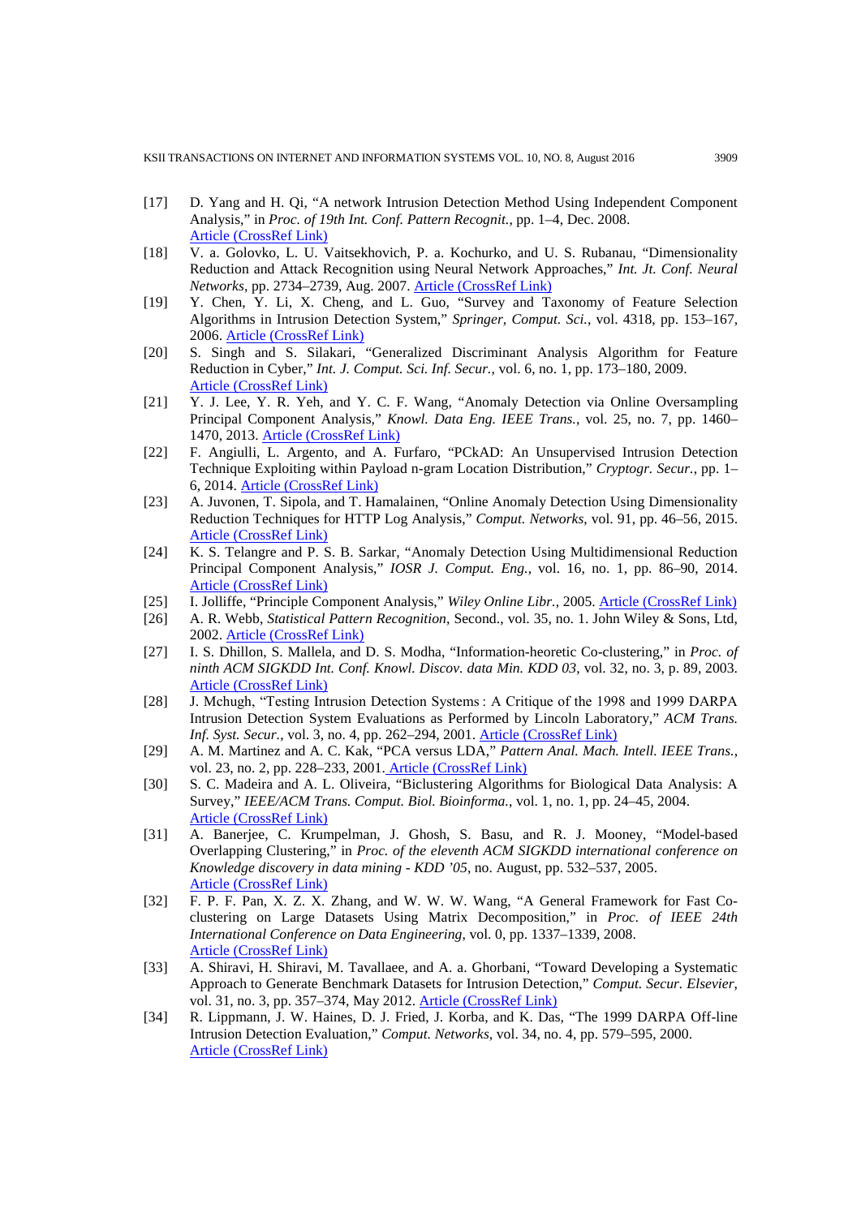[17] D. Yang and H. Qi, "A network Intrusion Detection Method Using Independent Component Analysis," in *Proc. of 19th Int. Conf. Pattern Recognit.*, pp. 1–4, Dec. 2008. Article (CrossRef Link)

[18] V. a. Golovko, L. U. Vaitsekhovich, P. a. Kochurko, and U. S. Rubanau, "Dimensionality Reduction and Attack Recognition using Neural Network Approaches," *Int. Jt. Conf. Neural Networks*, pp. 2734–2739, Aug. 2007. Article (CrossRef Link)

[19] Y. Chen, Y. Li, X. Cheng, and L. Guo, "Survey and Taxonomy of Feature Selection Algorithms in Intrusion Detection System," *Springer, Comput. Sci.*, vol. 4318, pp. 153–167, 2006. Article (CrossRef Link)

[20] S. Singh and S. Silakari, "Generalized Discriminant Analysis Algorithm for Feature Reduction in Cyber," *Int. J. Comput. Sci. Inf. Secur.*, vol. 6, no. 1, pp. 173–180, 2009. Article (CrossRef Link)

[21] Y. J. Lee, Y. R. Yeh, and Y. C. F. Wang, "Anomaly Detection via Online Oversampling Principal Component Analysis," *Knowl. Data Eng. IEEE Trans.*, vol. 25, no. 7, pp. 1460–1470, 2013. Article (CrossRef Link)

[22] F. Angiulli, L. Argento, and A. Furfaro, "PCkAD: An Unsupervised Intrusion Detection Technique Exploiting within Payload n-gram Location Distribution," *Cryptogr. Secur.*, pp. 1–6, 2014. Article (CrossRef Link)

[23] A. Juvonen, T. Sipola, and T. Hamalainen, "Online Anomaly Detection Using Dimensionality Reduction Techniques for HTTP Log Analysis," *Comput. Networks*, vol. 91, pp. 46–56, 2015. Article (CrossRef Link)

[24] K. S. Telangre and P. S. B. Sarkar, "Anomaly Detection Using Multidimensional Reduction Principal Component Analysis," *IOSR J. Comput. Eng.*, vol. 16, no. 1, pp. 86–90, 2014. Article (CrossRef Link)

[25] I. Jolliffe, "Principle Component Analysis," *Wiley Online Libr.*, 2005. Article (CrossRef Link)

[26] A. R. Webb, *Statistical Pattern Recognition*, Second., vol. 35, no. 1. John Wiley & Sons, Ltd, 2002. Article (CrossRef Link)

[27] I. S. Dhillon, S. Mallela, and D. S. Modha, "Information-heoretic Co-clustering," in *Proc. of ninth ACM SIGKDD Int. Conf. Knowl. Discov. data Min. KDD 03*, vol. 32, no. 3, p. 89, 2003. Article (CrossRef Link)

[28] J. Mchugh, "Testing Intrusion Detection Systems : A Critique of the 1998 and 1999 DARPA Intrusion Detection System Evaluations as Performed by Lincoln Laboratory," *ACM Trans. Inf. Syst. Secur.*, vol. 3, no. 4, pp. 262–294, 2001. Article (CrossRef Link)

[29] A. M. Martinez and A. C. Kak, "PCA versus LDA," *Pattern Anal. Mach. Intell. IEEE Trans.*, vol. 23, no. 2, pp. 228–233, 2001. Article (CrossRef Link)

[30] S. C. Madeira and A. L. Oliveira, "Biclustering Algorithms for Biological Data Analysis: A Survey," *IEEE/ACM Trans. Comput. Biol. Bioinforma.*, vol. 1, no. 1, pp. 24–45, 2004. Article (CrossRef Link)

[31] A. Banerjee, C. Krumpelman, J. Ghosh, S. Basu, and R. J. Mooney, "Model-based Overlapping Clustering," in *Proc. of the eleventh ACM SIGKDD international conference on Knowledge discovery in data mining - KDD '05*, no. August, pp. 532–537, 2005. Article (CrossRef Link)

[32] F. P. F. Pan, X. Z. X. Zhang, and W. W. W. Wang, "A General Framework for Fast Co-clustering on Large Datasets Using Matrix Decomposition," in *Proc. of IEEE 24th International Conference on Data Engineering*, vol. 0, pp. 1337–1339, 2008. Article (CrossRef Link)

[33] A. Shiravi, H. Shiravi, M. Tavallaee, and A. a. Ghorbani, "Toward Developing a Systematic Approach to Generate Benchmark Datasets for Intrusion Detection," *Comput. Secur. Elsevier*, vol. 31, no. 3, pp. 357–374, May 2012. Article (CrossRef Link)

[34] R. Lippmann, J. W. Haines, D. J. Fried, J. Korba, and K. Das, "The 1999 DARPA Off-line Intrusion Detection Evaluation," *Comput. Networks*, vol. 34, no. 4, pp. 579–595, 2000. Article (CrossRef Link)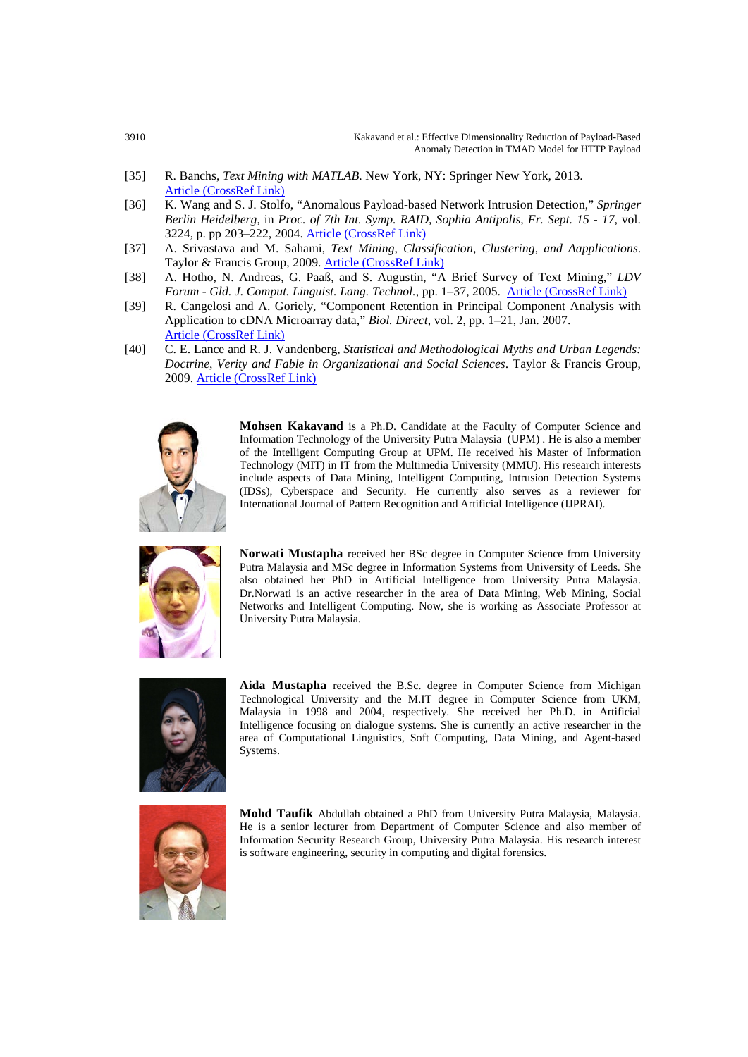[35] R. Banchs, *Text Mining with MATLAB*. New York, NY: Springer New York, 2013. Article (CrossRef Link)

[36] K. Wang and S. J. Stolfo, "Anomalous Payload-based Network Intrusion Detection," *Springer Berlin Heidelberg*, in *Proc. of 7th Int. Symp. RAID, Sophia Antipolis, Fr. Sept. 15 - 17*, vol. 3224, p. pp 203–222, 2004. Article (CrossRef Link)

[37] A. Srivastava and M. Sahami, *Text Mining, Classification, Clustering, and Aapplications*. Taylor & Francis Group, 2009. Article (CrossRef Link)

[38] A. Hotho, N. Andreas, G. Paaß, and S. Augustin, "A Brief Survey of Text Mining," *LDV Forum - Gld. J. Comput. Linguist. Lang. Technol.*, pp. 1–37, 2005. Article (CrossRef Link)

[39] R. Cangelosi and A. Goriely, "Component Retention in Principal Component Analysis with Application to cDNA Microarray data," *Biol. Direct*, vol. 2, pp. 1–21, Jan. 2007. Article (CrossRef Link)

[40] C. E. Lance and R. J. Vandenberg, *Statistical and Methodological Myths and Urban Legends: Doctrine, Verity and Fable in Organizational and Social Sciences*. Taylor & Francis Group, 2009. Article (CrossRef Link)

**Mohsen Kakavand** is a Ph.D. Candidate at the Faculty of Computer Science and Information Technology of the University Putra Malaysia (UPM) . He is also a member of the Intelligent Computing Group at UPM. He received his Master of Information Technology (MIT) in IT from the Multimedia University (MMU). His research interests include aspects of Data Mining, Intelligent Computing, Intrusion Detection Systems (IDSs), Cyberspace and Security. He currently also serves as a reviewer for International Journal of Pattern Recognition and Artificial Intelligence (IJPRAI).

**Norwati Mustapha** received her BSc degree in Computer Science from University Putra Malaysia and MSc degree in Information Systems from University of Leeds. She also obtained her PhD in Artificial Intelligence from University Putra Malaysia. Dr.Norwati is an active researcher in the area of Data Mining, Web Mining, Social Networks and Intelligent Computing. Now, she is working as Associate Professor at University Putra Malaysia.

**Aida Mustapha** received the B.Sc. degree in Computer Science from Michigan Technological University and the M.IT degree in Computer Science from UKM, Malaysia in 1998 and 2004, respectively. She received her Ph.D. in Artificial Intelligence focusing on dialogue systems. She is currently an active researcher in the area of Computational Linguistics, Soft Computing, Data Mining, and Agent-based Systems.

**Mohd Taufik** Abdullah obtained a PhD from University Putra Malaysia, Malaysia. He is a senior lecturer from Department of Computer Science and also member of Information Security Research Group, University Putra Malaysia. His research interest is software engineering, security in computing and digital forensics.